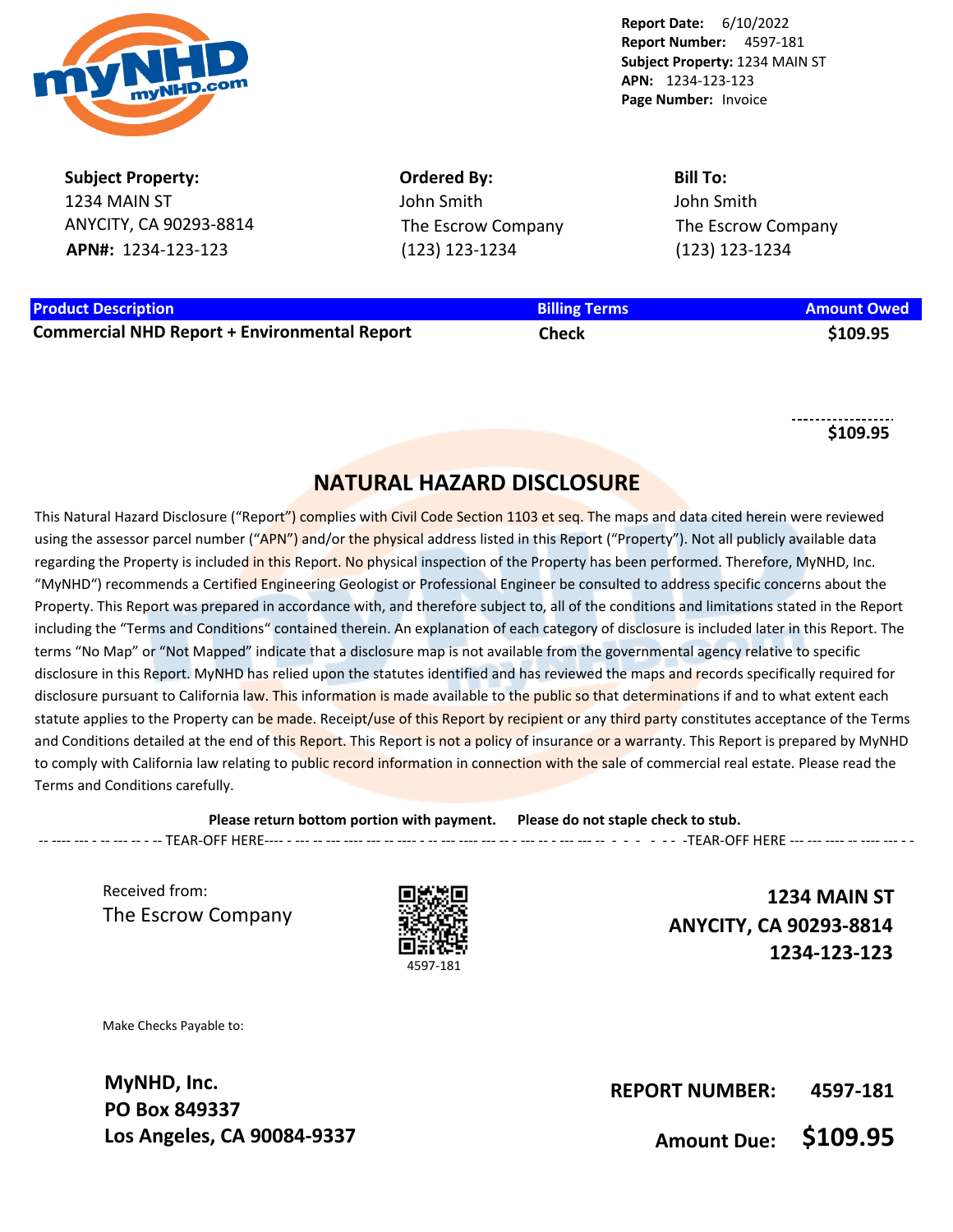**Report Date:** 6/10/2022
**Report Number:** 4597-181
**Subject Property:** 1234 MAIN ST
**APN:** 1234-123-123
**Page Number:** Invoice

**Subject Property:**
1234 MAIN ST
ANYCITY, CA 90293-8814
**APN#:** 1234-123-123

**Ordered By:**
John Smith
The Escrow Company
(123) 123-1234

**Bill To:**
John Smith
The Escrow Company
(123) 123-1234

| Product Description | Billing Terms | Amount Owed |
|---|---|---|
| **Commercial NHD Report + Environmental Report** | **Check** | **$109.95** |
| | | **$109.95** |

## NATURAL HAZARD DISCLOSURE

This Natural Hazard Disclosure ("Report") complies with Civil Code Section 1103 et seq. The maps and data cited herein were reviewed using the assessor parcel number ("APN") and/or the physical address listed in this Report ("Property"). Not all publicly available data regarding the Property is included in this Report. No physical inspection of the Property has been performed. Therefore, MyNHD, Inc. "MyNHD") recommends a Certified Engineering Geologist or Professional Engineer be consulted to address specific concerns about the Property. This Report was prepared in accordance with, and therefore subject to, all of the conditions and limitations stated in the Report including the "Terms and Conditions" contained therein. An explanation of each category of disclosure is included later in this Report. The terms "No Map" or "Not Mapped" indicate that a disclosure map is not available from the governmental agency relative to specific disclosure in this Report. MyNHD has relied upon the statutes identified and has reviewed the maps and records specifically required for disclosure pursuant to California law. This information is made available to the public so that determinations if and to what extent each statute applies to the Property can be made. Receipt/use of this Report by recipient or any third party constitutes acceptance of the Terms and Conditions detailed at the end of this Report. This Report is not a policy of insurance or a warranty. This Report is prepared by MyNHD to comply with California law relating to public record information in connection with the sale of commercial real estate. Please read the Terms and Conditions carefully.

**Please return bottom portion with payment. Please do not staple check to stub.**

-- TEAR-OFF HERE -- TEAR-OFF HERE --

Received from:
The Escrow Company

4597-181

**1234 MAIN ST**
**ANYCITY, CA 90293-8814**
**1234-123-123**

Make Checks Payable to:

**MyNHD, Inc.**
**PO Box 849337**
**Los Angeles, CA 90084-9337**

**REPORT NUMBER: 4597-181**

**Amount Due: $109.95**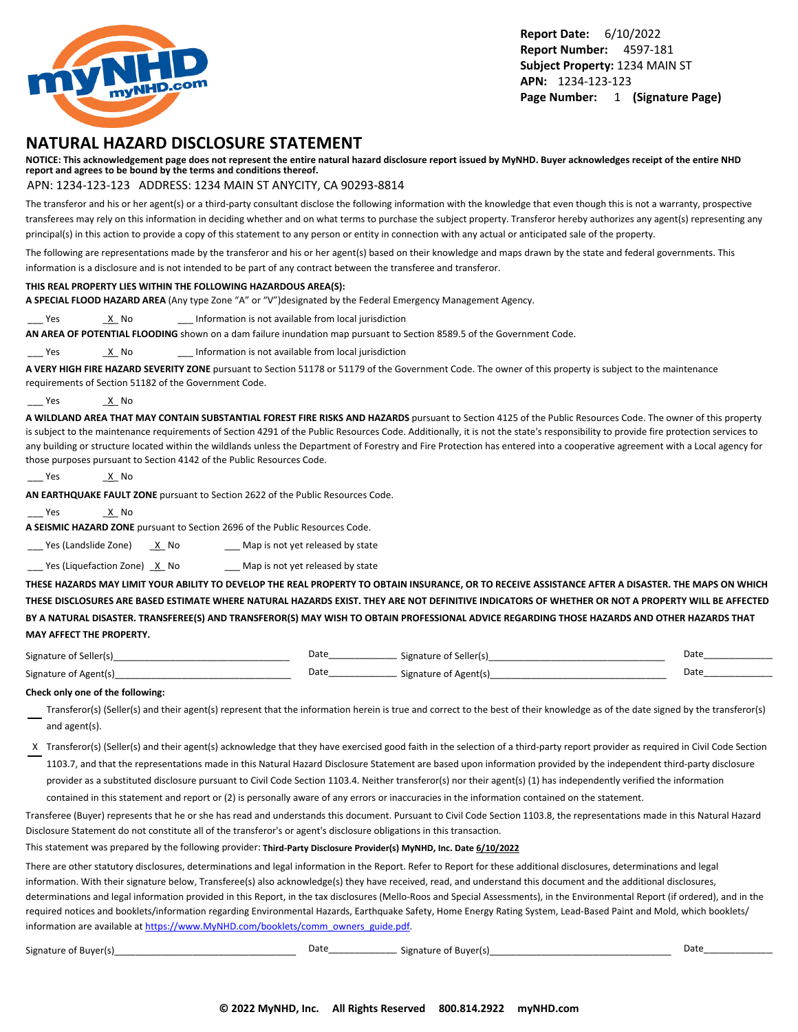**Report Date:** 6/10/2022
**Report Number:** 4597-181
**Subject Property:** 1234 MAIN ST
**APN:** 1234-123-123
**Page Number:** 1 **(Signature Page)**

# NATURAL HAZARD DISCLOSURE STATEMENT

**NOTICE: This acknowledgement page does not represent the entire natural hazard disclosure report issued by MyNHD. Buyer acknowledges receipt of the entire NHD report and agrees to be bound by the terms and conditions thereof.**

APN: 1234-123-123 ADDRESS: 1234 MAIN ST ANYCITY, CA 90293-8814

The transferor and his or her agent(s) or a third-party consultant disclose the following information with the knowledge that even though this is not a warranty, prospective transferees may rely on this information in deciding whether and on what terms to purchase the subject property. Transferor hereby authorizes any agent(s) representing any principal(s) in this action to provide a copy of this statement to any person or entity in connection with any actual or anticipated sale of the property.

The following are representations made by the transferor and his or her agent(s) based on their knowledge and maps drawn by the state and federal governments. This information is a disclosure and is not intended to be part of any contract between the transferee and transferor.

**THIS REAL PROPERTY LIES WITHIN THE FOLLOWING HAZARDOUS AREA(S):**

**A SPECIAL FLOOD HAZARD AREA** (Any type Zone "A" or "V")designated by the Federal Emergency Management Agency.

___ Yes  _X_ No  ___ Information is not available from local jurisdiction

**AN AREA OF POTENTIAL FLOODING** shown on a dam failure inundation map pursuant to Section 8589.5 of the Government Code.

___ Yes  _X_ No  ___ Information is not available from local jurisdiction

**A VERY HIGH FIRE HAZARD SEVERITY ZONE** pursuant to Section 51178 or 51179 of the Government Code. The owner of this property is subject to the maintenance requirements of Section 51182 of the Government Code.

___ Yes  _X_ No

**A WILDLAND AREA THAT MAY CONTAIN SUBSTANTIAL FOREST FIRE RISKS AND HAZARDS** pursuant to Section 4125 of the Public Resources Code. The owner of this property is subject to the maintenance requirements of Section 4291 of the Public Resources Code. Additionally, it is not the state's responsibility to provide fire protection services to any building or structure located within the wildlands unless the Department of Forestry and Fire Protection has entered into a cooperative agreement with a Local agency for those purposes pursuant to Section 4142 of the Public Resources Code.

___ Yes  _X_ No

**AN EARTHQUAKE FAULT ZONE** pursuant to Section 2622 of the Public Resources Code.

___ Yes  _X_ No

**A SEISMIC HAZARD ZONE** pursuant to Section 2696 of the Public Resources Code.

___ Yes (Landslide Zone)  _X_ No  ___ Map is not yet released by state

___ Yes (Liquefaction Zone)  _X_ No  ___ Map is not yet released by state

**THESE HAZARDS MAY LIMIT YOUR ABILITY TO DEVELOP THE REAL PROPERTY TO OBTAIN INSURANCE, OR TO RECEIVE ASSISTANCE AFTER A DISASTER. THE MAPS ON WHICH THESE DISCLOSURES ARE BASED ESTIMATE WHERE NATURAL HAZARDS EXIST. THEY ARE NOT DEFINITIVE INDICATORS OF WHETHER OR NOT A PROPERTY WILL BE AFFECTED BY A NATURAL DISASTER. TRANSFEREE(S) AND TRANSFEROR(S) MAY WISH TO OBTAIN PROFESSIONAL ADVICE REGARDING THOSE HAZARDS AND OTHER HAZARDS THAT MAY AFFECT THE PROPERTY.**

Signature of Seller(s)________________________________ Date_____________ Signature of Seller(s)________________________________ Date_____________

Signature of Agent(s)________________________________ Date_____________ Signature of Agent(s)________________________________ Date_____________

**Check only one of the following:**

___ Transferor(s) (Seller(s) and their agent(s) represent that the information herein is true and correct to the best of their knowledge as of the date signed by the transferor(s) and agent(s).

_X_ Transferor(s) (Seller(s) and their agent(s) acknowledge that they have exercised good faith in the selection of a third-party report provider as required in Civil Code Section 1103.7, and that the representations made in this Natural Hazard Disclosure Statement are based upon information provided by the independent third-party disclosure provider as a substituted disclosure pursuant to Civil Code Section 1103.4. Neither transferor(s) nor their agent(s) (1) has independently verified the information contained in this statement and report or (2) is personally aware of any errors or inaccuracies in the information contained on the statement.

Transferee (Buyer) represents that he or she has read and understands this document. Pursuant to Civil Code Section 1103.8, the representations made in this Natural Hazard Disclosure Statement do not constitute all of the transferor's or agent's disclosure obligations in this transaction.

This statement was prepared by the following provider: **Third-Party Disclosure Provider(s) MyNHD, Inc. Date 6/10/2022**

There are other statutory disclosures, determinations and legal information in the Report. Refer to Report for these additional disclosures, determinations and legal information. With their signature below, Transferee(s) also acknowledge(s) they have received, read, and understand this document and the additional disclosures, determinations and legal information provided in this Report, in the tax disclosures (Mello-Roos and Special Assessments), in the Environmental Report (if ordered), and in the required notices and booklets/information regarding Environmental Hazards, Earthquake Safety, Home Energy Rating System, Lead-Based Paint and Mold, which booklets/ information are available at https://www.MyNHD.com/booklets/comm_owners_guide.pdf.

Signature of Buyer(s)________________________________ Date_____________ Signature of Buyer(s)________________________________ Date_____________

**© 2022 MyNHD, Inc. All Rights Reserved 800.814.2922 myNHD.com**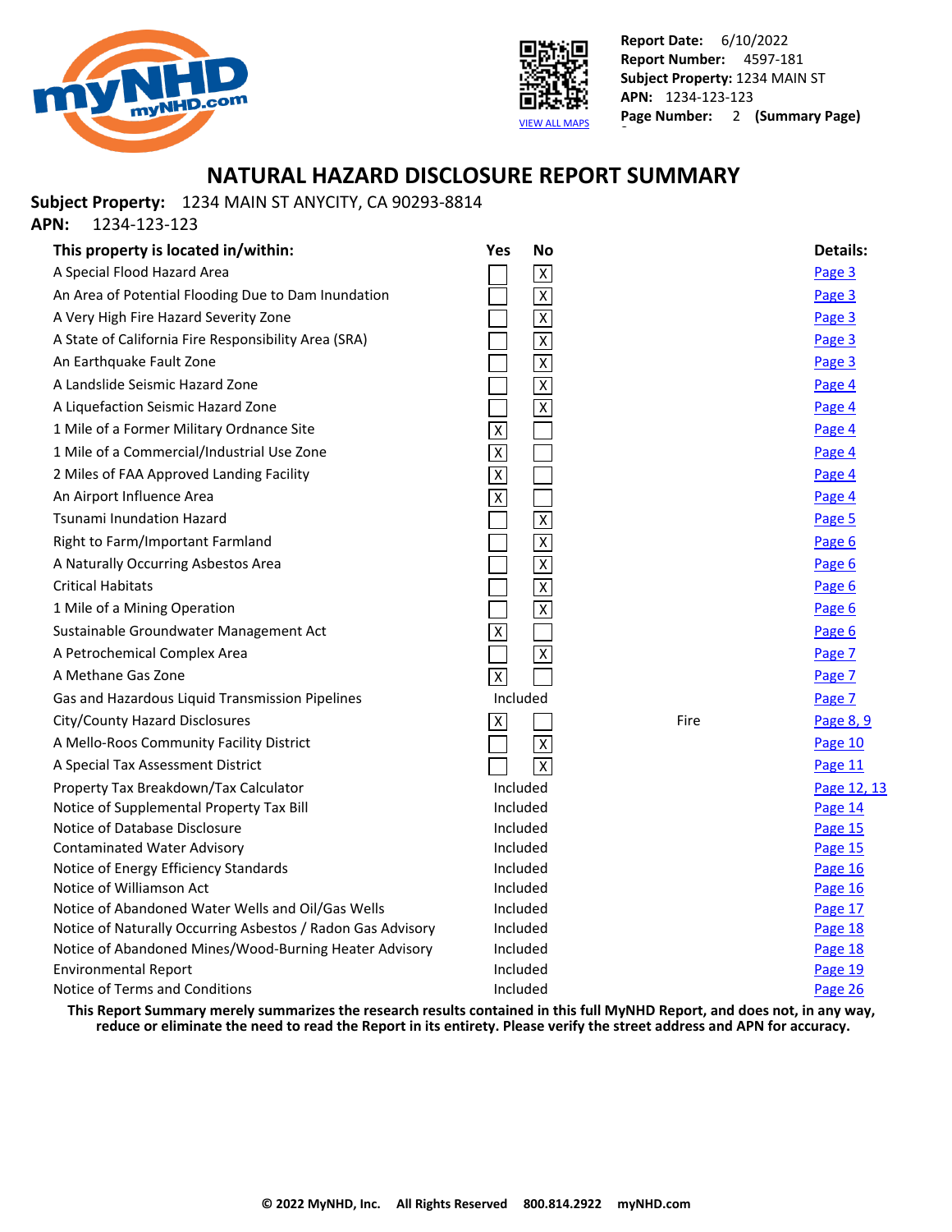Report Date: 6/10/2022
Report Number: 4597-181
Subject Property: 1234 MAIN ST
APN: 1234-123-123
Page Number: 2 (Summary Page)

VIEW ALL MAPS

# NATURAL HAZARD DISCLOSURE REPORT SUMMARY

**Subject Property:** 1234 MAIN ST ANYCITY, CA 90293-8814
**APN:** 1234-123-123

| This property is located in/within: | Yes | No | | Details: |
|---|---|---|---|---|
| A Special Flood Hazard Area | | X | | Page 3 |
| An Area of Potential Flooding Due to Dam Inundation | | X | | Page 3 |
| A Very High Fire Hazard Severity Zone | | X | | Page 3 |
| A State of California Fire Responsibility Area (SRA) | | X | | Page 3 |
| An Earthquake Fault Zone | | X | | Page 3 |
| A Landslide Seismic Hazard Zone | | X | | Page 4 |
| A Liquefaction Seismic Hazard Zone | | X | | Page 4 |
| 1 Mile of a Former Military Ordnance Site | X | | | Page 4 |
| 1 Mile of a Commercial/Industrial Use Zone | X | | | Page 4 |
| 2 Miles of FAA Approved Landing Facility | X | | | Page 4 |
| An Airport Influence Area | X | | | Page 4 |
| Tsunami Inundation Hazard | | X | | Page 5 |
| Right to Farm/Important Farmland | | X | | Page 6 |
| A Naturally Occurring Asbestos Area | | X | | Page 6 |
| Critical Habitats | | X | | Page 6 |
| 1 Mile of a Mining Operation | | X | | Page 6 |
| Sustainable Groundwater Management Act | X | | | Page 6 |
| A Petrochemical Complex Area | | X | | Page 7 |
| A Methane Gas Zone | X | | | Page 7 |
| Gas and Hazardous Liquid Transmission Pipelines | Included | | | Page 7 |
| City/County Hazard Disclosures | X | | Fire | Page 8, 9 |
| A Mello-Roos Community Facility District | | X | | Page 10 |
| A Special Tax Assessment District | | X | | Page 11 |
| Property Tax Breakdown/Tax Calculator | Included | | | Page 12, 13 |
| Notice of Supplemental Property Tax Bill | Included | | | Page 14 |
| Notice of Database Disclosure | Included | | | Page 15 |
| Contaminated Water Advisory | Included | | | Page 15 |
| Notice of Energy Efficiency Standards | Included | | | Page 16 |
| Notice of Williamson Act | Included | | | Page 16 |
| Notice of Abandoned Water Wells and Oil/Gas Wells | Included | | | Page 17 |
| Notice of Naturally Occurring Asbestos / Radon Gas Advisory | Included | | | Page 18 |
| Notice of Abandoned Mines/Wood-Burning Heater Advisory | Included | | | Page 18 |
| Environmental Report | Included | | | Page 19 |
| Notice of Terms and Conditions | Included | | | Page 26 |

**This Report Summary merely summarizes the research results contained in this full MyNHD Report, and does not, in any way, reduce or eliminate the need to read the Report in its entirety. Please verify the street address and APN for accuracy.**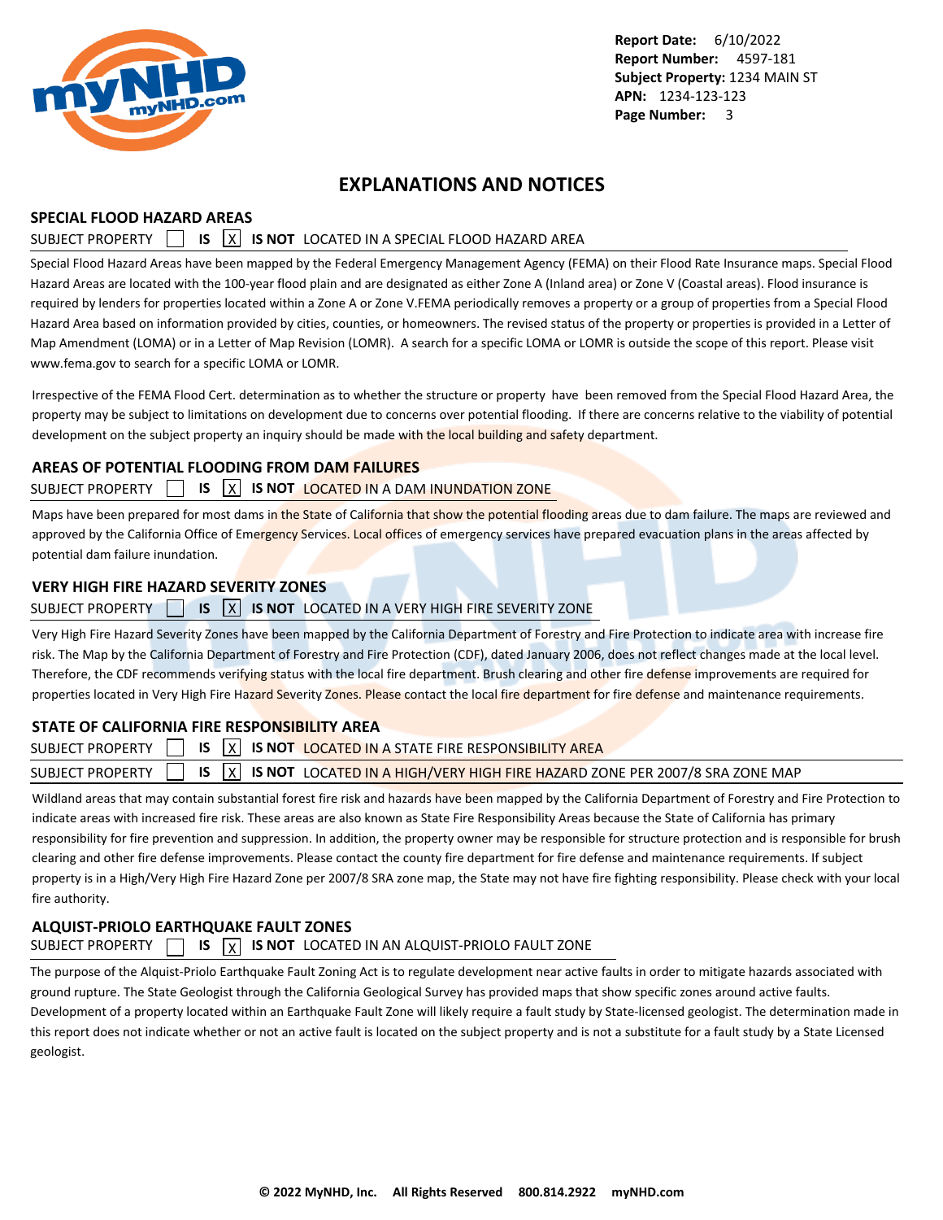Report Date: 6/10/2022
Report Number: 4597-181
Subject Property: 1234 MAIN ST
APN: 1234-123-123

# EXPLANATIONS AND NOTICES

## SPECIAL FLOOD HAZARD AREAS

SUBJECT PROPERTY [ ] **IS** [X] **IS NOT** LOCATED IN A SPECIAL FLOOD HAZARD AREA

Special Flood Hazard Areas have been mapped by the Federal Emergency Management Agency (FEMA) on their Flood Rate Insurance maps. Special Flood Hazard Areas are located with the 100-year flood plain and are designated as either Zone A (Inland area) or Zone V (Coastal areas). Flood insurance is required by lenders for properties located within a Zone A or Zone V.FEMA periodically removes a property or a group of properties from a Special Flood Hazard Area based on information provided by cities, counties, or homeowners. The revised status of the property or properties is provided in a Letter of Map Amendment (LOMA) or in a Letter of Map Revision (LOMR). A search for a specific LOMA or LOMR is outside the scope of this report. Please visit www.fema.gov to search for a specific LOMA or LOMR.

Irrespective of the FEMA Flood Cert. determination as to whether the structure or property have been removed from the Special Flood Hazard Area, the property may be subject to limitations on development due to concerns over potential flooding. If there are concerns relative to the viability of potential development on the subject property an inquiry should be made with the local building and safety department.

## AREAS OF POTENTIAL FLOODING FROM DAM FAILURES

SUBJECT PROPERTY [ ] **IS** [X] **IS NOT** LOCATED IN A DAM INUNDATION ZONE

Maps have been prepared for most dams in the State of California that show the potential flooding areas due to dam failure. The maps are reviewed and approved by the California Office of Emergency Services. Local offices of emergency services have prepared evacuation plans in the areas affected by potential dam failure inundation.

## VERY HIGH FIRE HAZARD SEVERITY ZONES

SUBJECT PROPERTY [ ] **IS** [X] **IS NOT** LOCATED IN A VERY HIGH FIRE SEVERITY ZONE

Very High Fire Hazard Severity Zones have been mapped by the California Department of Forestry and Fire Protection to indicate area with increase fire risk. The Map by the California Department of Forestry and Fire Protection (CDF), dated January 2006, does not reflect changes made at the local level. Therefore, the CDF recommends verifying status with the local fire department. Brush clearing and other fire defense improvements are required for properties located in Very High Fire Hazard Severity Zones. Please contact the local fire department for fire defense and maintenance requirements.

## STATE OF CALIFORNIA FIRE RESPONSIBILITY AREA

SUBJECT PROPERTY [ ] **IS** [X] **IS NOT** LOCATED IN A STATE FIRE RESPONSIBILITY AREA

SUBJECT PROPERTY [ ] **IS** [X] **IS NOT** LOCATED IN A HIGH/VERY HIGH FIRE HAZARD ZONE PER 2007/8 SRA ZONE MAP

Wildland areas that may contain substantial forest fire risk and hazards have been mapped by the California Department of Forestry and Fire Protection to indicate areas with increased fire risk. These areas are also known as State Fire Responsibility Areas because the State of California has primary responsibility for fire prevention and suppression. In addition, the property owner may be responsible for structure protection and is responsible for brush clearing and other fire defense improvements. Please contact the county fire department for fire defense and maintenance requirements. If subject property is in a High/Very High Fire Hazard Zone per 2007/8 SRA zone map, the State may not have fire fighting responsibility. Please check with your local fire authority.

## ALQUIST-PRIOLO EARTHQUAKE FAULT ZONES

SUBJECT PROPERTY [ ] **IS** [X] **IS NOT** LOCATED IN AN ALQUIST-PRIOLO FAULT ZONE

The purpose of the Alquist-Priolo Earthquake Fault Zoning Act is to regulate development near active faults in order to mitigate hazards associated with ground rupture. The State Geologist through the California Geological Survey has provided maps that show specific zones around active faults. Development of a property located within an Earthquake Fault Zone will likely require a fault study by State-licensed geologist. The determination made in this report does not indicate whether or not an active fault is located on the subject property and is not a substitute for a fault study by a State Licensed geologist.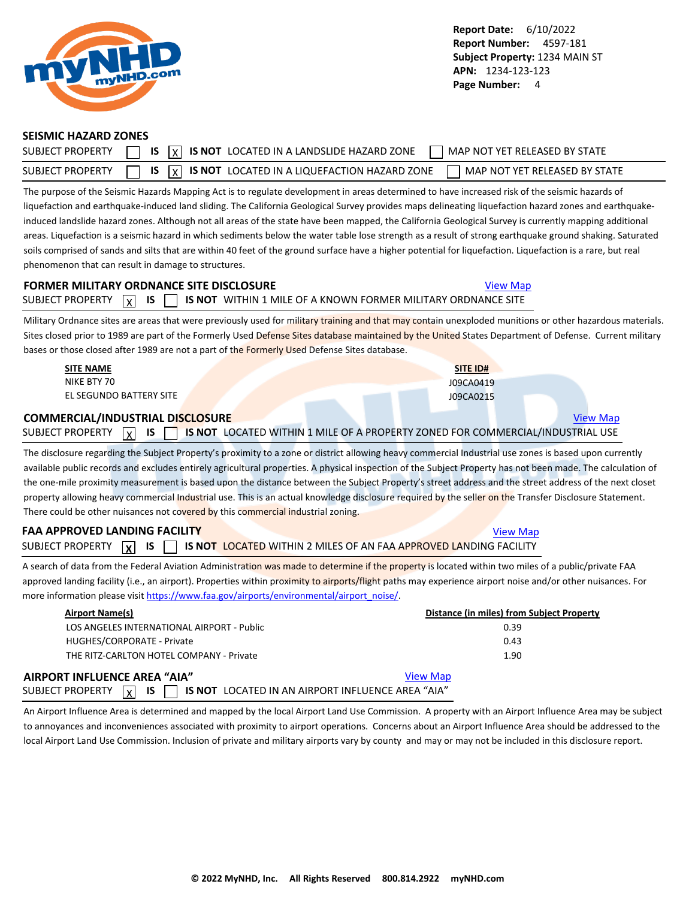**Report Date:** 6/10/2022
**Report Number:** 4597-181
**Subject Property:** 1234 MAIN ST
**APN:** 1234-123-123
**Page Number:** 4

## SEISMIC HAZARD ZONES

SUBJECT PROPERTY ☐ **IS** ☒ **IS NOT** LOCATED IN A LANDSLIDE HAZARD ZONE ☐ MAP NOT YET RELEASED BY STATE

SUBJECT PROPERTY ☐ **IS** ☒ **IS NOT** LOCATED IN A LIQUEFACTION HAZARD ZONE ☐ MAP NOT YET RELEASED BY STATE

The purpose of the Seismic Hazards Mapping Act is to regulate development in areas determined to have increased risk of the seismic hazards of liquefaction and earthquake-induced land sliding. The California Geological Survey provides maps delineating liquefaction hazard zones and earthquake-induced landslide hazard zones. Although not all areas of the state have been mapped, the California Geological Survey is currently mapping additional areas. Liquefaction is a seismic hazard in which sediments below the water table lose strength as a result of strong earthquake ground shaking. Saturated soils comprised of sands and silts that are within 40 feet of the ground surface have a higher potential for liquefaction. Liquefaction is a rare, but real phenomenon that can result in damage to structures.

## FORMER MILITARY ORDNANCE SITE DISCLOSURE

View Map

SUBJECT PROPERTY ☒ **IS** ☐ **IS NOT** WITHIN 1 MILE OF A KNOWN FORMER MILITARY ORDNANCE SITE

Military Ordnance sites are areas that were previously used for military training and that may contain unexploded munitions or other hazardous materials. Sites closed prior to 1989 are part of the Formerly Used Defense Sites database maintained by the United States Department of Defense. Current military bases or those closed after 1989 are not a part of the Formerly Used Defense Sites database.

| SITE NAME | SITE ID# |
|---|---|
| NIKE BTY 70 | J09CA0419 |
| EL SEGUNDO BATTERY SITE | J09CA0215 |

## COMMERCIAL/INDUSTRIAL DISCLOSURE

View Map

SUBJECT PROPERTY ☒ **IS** ☐ **IS NOT** LOCATED WITHIN 1 MILE OF A PROPERTY ZONED FOR COMMERCIAL/INDUSTRIAL USE

The disclosure regarding the Subject Property's proximity to a zone or district allowing heavy commercial Industrial use zones is based upon currently available public records and excludes entirely agricultural properties. A physical inspection of the Subject Property has not been made. The calculation of the one-mile proximity measurement is based upon the distance between the Subject Property's street address and the street address of the next closet property allowing heavy commercial Industrial use. This is an actual knowledge disclosure required by the seller on the Transfer Disclosure Statement. There could be other nuisances not covered by this commercial industrial zoning.

## FAA APPROVED LANDING FACILITY

View Map

SUBJECT PROPERTY ☒ **IS** ☐ **IS NOT** LOCATED WITHIN 2 MILES OF AN FAA APPROVED LANDING FACILITY

A search of data from the Federal Aviation Administration was made to determine if the property is located within two miles of a public/private FAA approved landing facility (i.e., an airport). Properties within proximity to airports/flight paths may experience airport noise and/or other nuisances. For more information please visit https://www.faa.gov/airports/environmental/airport_noise/.

| Airport Name(s) | Distance (in miles) from Subject Property |
|---|---|
| LOS ANGELES INTERNATIONAL AIRPORT - Public | 0.39 |
| HUGHES/CORPORATE - Private | 0.43 |
| THE RITZ-CARLTON HOTEL COMPANY - Private | 1.90 |

## AIRPORT INFLUENCE AREA "AIA"

View Map

SUBJECT PROPERTY ☒ **IS** ☐ **IS NOT** LOCATED IN AN AIRPORT INFLUENCE AREA "AIA"

An Airport Influence Area is determined and mapped by the local Airport Land Use Commission. A property with an Airport Influence Area may be subject to annoyances and inconveniences associated with proximity to airport operations. Concerns about an Airport Influence Area should be addressed to the local Airport Land Use Commission. Inclusion of private and military airports vary by county and may or may not be included in this disclosure report.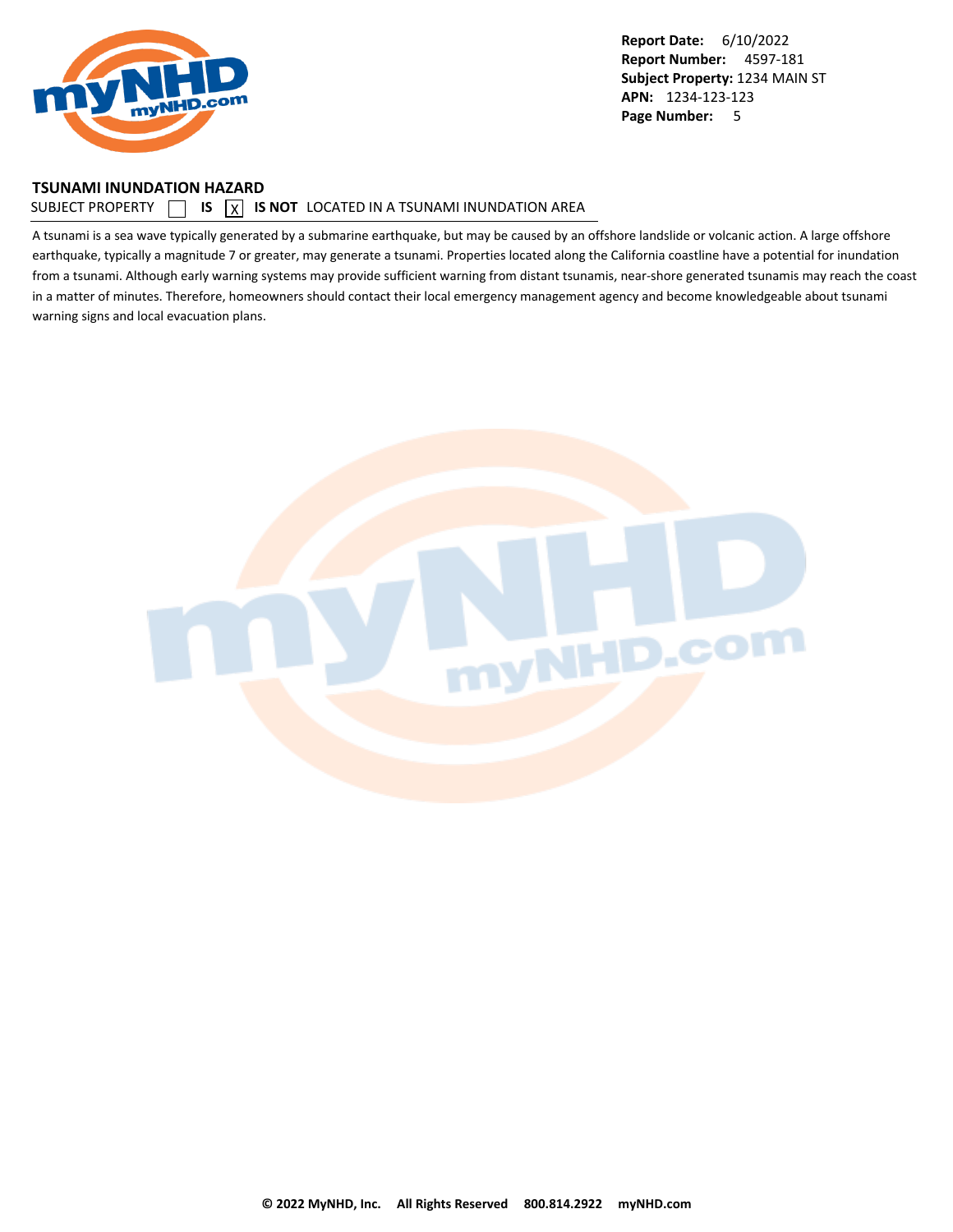**Report Date:** 6/10/2022
**Report Number:** 4597-181
**Subject Property:** 1234 MAIN ST
**APN:** 1234-123-123

## TSUNAMI INUNDATION HAZARD

SUBJECT PROPERTY ☐ **IS** ☒ **IS NOT** LOCATED IN A TSUNAMI INUNDATION AREA

A tsunami is a sea wave typically generated by a submarine earthquake, but may be caused by an offshore landslide or volcanic action. A large offshore earthquake, typically a magnitude 7 or greater, may generate a tsunami. Properties located along the California coastline have a potential for inundation from a tsunami. Although early warning systems may provide sufficient warning from distant tsunamis, near-shore generated tsunamis may reach the coast in a matter of minutes. Therefore, homeowners should contact their local emergency management agency and become knowledgeable about tsunami warning signs and local evacuation plans.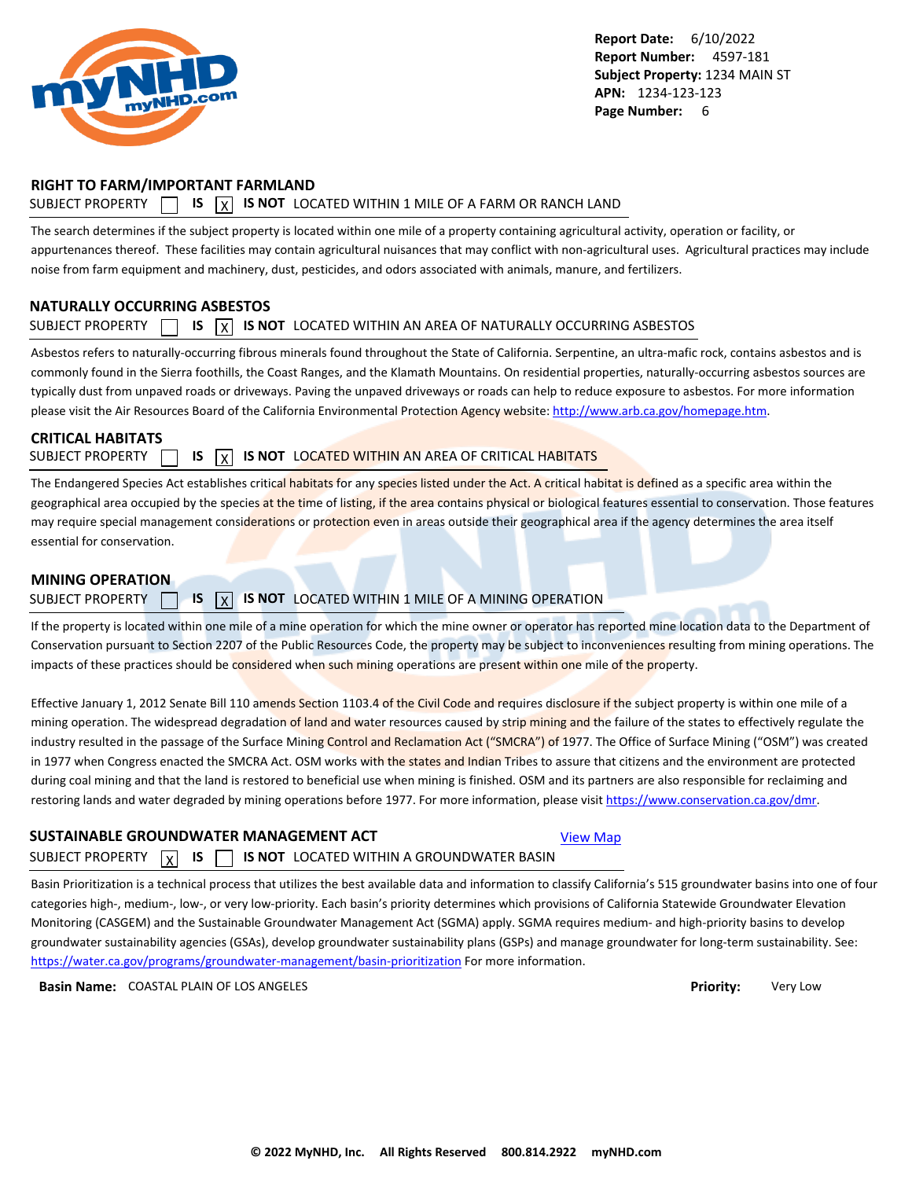## RIGHT TO FARM/IMPORTANT FARMLAND

SUBJECT PROPERTY ☐ **IS** ☒ **IS NOT** LOCATED WITHIN 1 MILE OF A FARM OR RANCH LAND

The search determines if the subject property is located within one mile of a property containing agricultural activity, operation or facility, or appurtenances thereof. These facilities may contain agricultural nuisances that may conflict with non-agricultural uses. Agricultural practices may include noise from farm equipment and machinery, dust, pesticides, and odors associated with animals, manure, and fertilizers.

## NATURALLY OCCURRING ASBESTOS

SUBJECT PROPERTY ☐ **IS** ☒ **IS NOT** LOCATED WITHIN AN AREA OF NATURALLY OCCURRING ASBESTOS

Asbestos refers to naturally-occurring fibrous minerals found throughout the State of California. Serpentine, an ultra-mafic rock, contains asbestos and is commonly found in the Sierra foothills, the Coast Ranges, and the Klamath Mountains. On residential properties, naturally-occurring asbestos sources are typically dust from unpaved roads or driveways. Paving the unpaved driveways or roads can help to reduce exposure to asbestos. For more information please visit the Air Resources Board of the California Environmental Protection Agency website: http://www.arb.ca.gov/homepage.htm.

## CRITICAL HABITATS

SUBJECT PROPERTY ☐ **IS** ☒ **IS NOT** LOCATED WITHIN AN AREA OF CRITICAL HABITATS

The Endangered Species Act establishes critical habitats for any species listed under the Act. A critical habitat is defined as a specific area within the geographical area occupied by the species at the time of listing, if the area contains physical or biological features essential to conservation. Those features may require special management considerations or protection even in areas outside their geographical area if the agency determines the area itself essential for conservation.

## MINING OPERATION

SUBJECT PROPERTY ☐ **IS** ☒ **IS NOT** LOCATED WITHIN 1 MILE OF A MINING OPERATION

If the property is located within one mile of a mine operation for which the mine owner or operator has reported mine location data to the Department of Conservation pursuant to Section 2207 of the Public Resources Code, the property may be subject to inconveniences resulting from mining operations. The impacts of these practices should be considered when such mining operations are present within one mile of the property.

Effective January 1, 2012 Senate Bill 110 amends Section 1103.4 of the Civil Code and requires disclosure if the subject property is within one mile of a mining operation. The widespread degradation of land and water resources caused by strip mining and the failure of the states to effectively regulate the industry resulted in the passage of the Surface Mining Control and Reclamation Act ("SMCRA") of 1977. The Office of Surface Mining ("OSM") was created in 1977 when Congress enacted the SMCRA Act. OSM works with the states and Indian Tribes to assure that citizens and the environment are protected during coal mining and that the land is restored to beneficial use when mining is finished. OSM and its partners are also responsible for reclaiming and restoring lands and water degraded by mining operations before 1977. For more information, please visit https://www.conservation.ca.gov/dmr.

## SUSTAINABLE GROUNDWATER MANAGEMENT ACT

View Map

SUBJECT PROPERTY ☒ **IS** ☐ **IS NOT** LOCATED WITHIN A GROUNDWATER BASIN

Basin Prioritization is a technical process that utilizes the best available data and information to classify California's 515 groundwater basins into one of four categories high-, medium-, low-, or very low-priority. Each basin's priority determines which provisions of California Statewide Groundwater Elevation Monitoring (CASGEM) and the Sustainable Groundwater Management Act (SGMA) apply. SGMA requires medium- and high-priority basins to develop groundwater sustainability agencies (GSAs), develop groundwater sustainability plans (GSPs) and manage groundwater for long-term sustainability. See: https://water.ca.gov/programs/groundwater-management/basin-prioritization For more information.

**Basin Name:** COASTAL PLAIN OF LOS ANGELES **Priority:** Very Low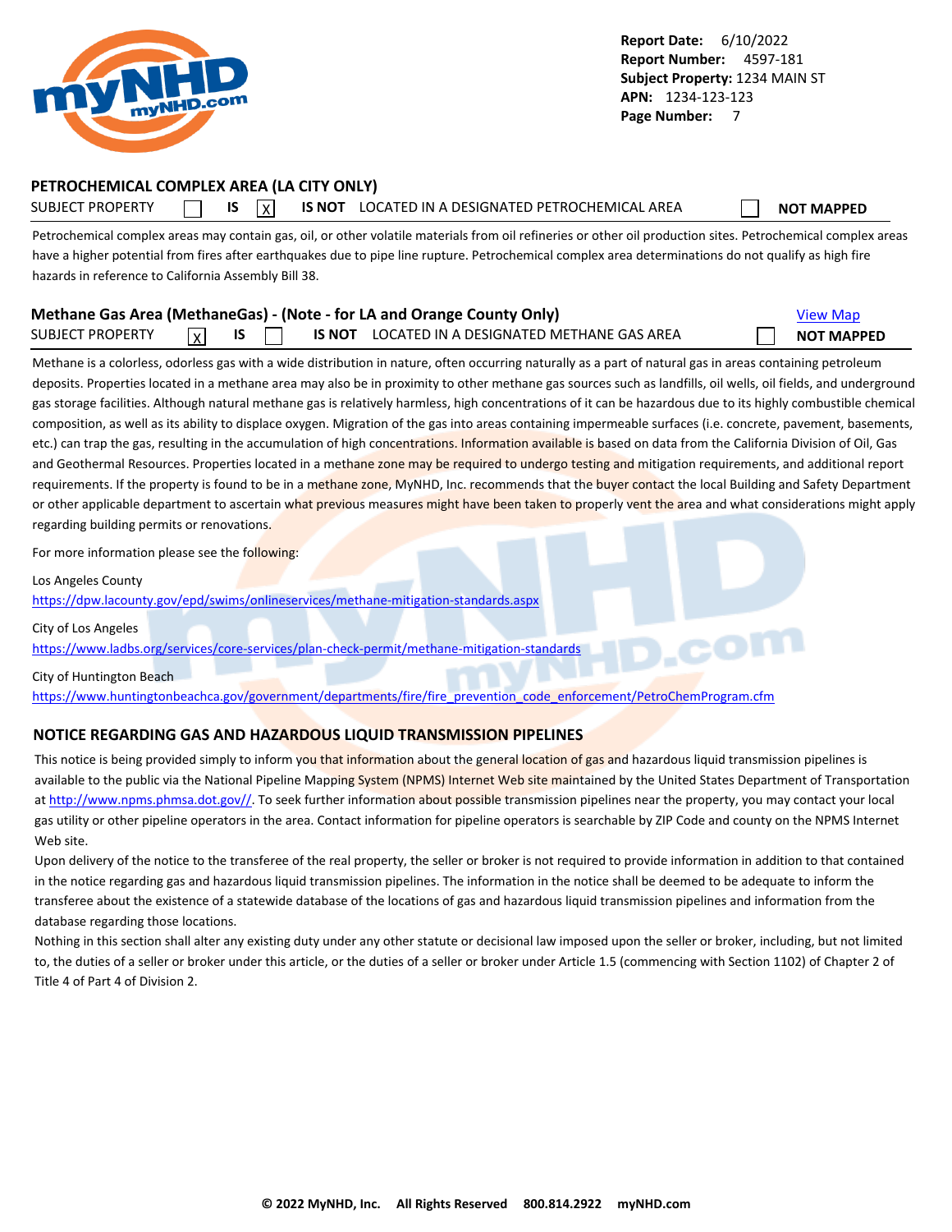**Report Date:** 6/10/2022
**Report Number:** 4597-181
**Subject Property:** 1234 MAIN ST
**APN:** 1234-123-123
**Page Number:** 7

## PETROCHEMICAL COMPLEX AREA (LA CITY ONLY)

SUBJECT PROPERTY ☐ **IS** ☒ **IS NOT** LOCATED IN A DESIGNATED PETROCHEMICAL AREA ☐ **NOT MAPPED**

Petrochemical complex areas may contain gas, oil, or other volatile materials from oil refineries or other oil production sites. Petrochemical complex areas have a higher potential from fires after earthquakes due to pipe line rupture. Petrochemical complex area determinations do not qualify as high fire hazards in reference to California Assembly Bill 38.

## Methane Gas Area (MethaneGas) - (Note - for LA and Orange County Only)

View Map

SUBJECT PROPERTY ☒ **IS** ☐ **IS NOT** LOCATED IN A DESIGNATED METHANE GAS AREA ☐ **NOT MAPPED**

Methane is a colorless, odorless gas with a wide distribution in nature, often occurring naturally as a part of natural gas in areas containing petroleum deposits. Properties located in a methane area may also be in proximity to other methane gas sources such as landfills, oil wells, oil fields, and underground gas storage facilities. Although natural methane gas is relatively harmless, high concentrations of it can be hazardous due to its highly combustible chemical composition, as well as its ability to displace oxygen. Migration of the gas into areas containing impermeable surfaces (i.e. concrete, pavement, basements, etc.) can trap the gas, resulting in the accumulation of high concentrations. Information available is based on data from the California Division of Oil, Gas and Geothermal Resources. Properties located in a methane zone may be required to undergo testing and mitigation requirements, and additional report requirements. If the property is found to be in a methane zone, MyNHD, Inc. recommends that the buyer contact the local Building and Safety Department or other applicable department to ascertain what previous measures might have been taken to properly vent the area and what considerations might apply regarding building permits or renovations.

For more information please see the following:

Los Angeles County
https://dpw.lacounty.gov/epd/swims/onlineservices/methane-mitigation-standards.aspx

City of Los Angeles
https://www.ladbs.org/services/core-services/plan-check-permit/methane-mitigation-standards

City of Huntington Beach
https://www.huntingtonbeachca.gov/government/departments/fire/fire_prevention_code_enforcement/PetroChemProgram.cfm

## NOTICE REGARDING GAS AND HAZARDOUS LIQUID TRANSMISSION PIPELINES

This notice is being provided simply to inform you that information about the general location of gas and hazardous liquid transmission pipelines is available to the public via the National Pipeline Mapping System (NPMS) Internet Web site maintained by the United States Department of Transportation at http://www.npms.phmsa.dot.gov//. To seek further information about possible transmission pipelines near the property, you may contact your local gas utility or other pipeline operators in the area. Contact information for pipeline operators is searchable by ZIP Code and county on the NPMS Internet Web site.

Upon delivery of the notice to the transferee of the real property, the seller or broker is not required to provide information in addition to that contained in the notice regarding gas and hazardous liquid transmission pipelines. The information in the notice shall be deemed to be adequate to inform the transferee about the existence of a statewide database of the locations of gas and hazardous liquid transmission pipelines and information from the database regarding those locations.

Nothing in this section shall alter any existing duty under any other statute or decisional law imposed upon the seller or broker, including, but not limited to, the duties of a seller or broker under this article, or the duties of a seller or broker under Article 1.5 (commencing with Section 1102) of Chapter 2 of Title 4 of Part 4 of Division 2.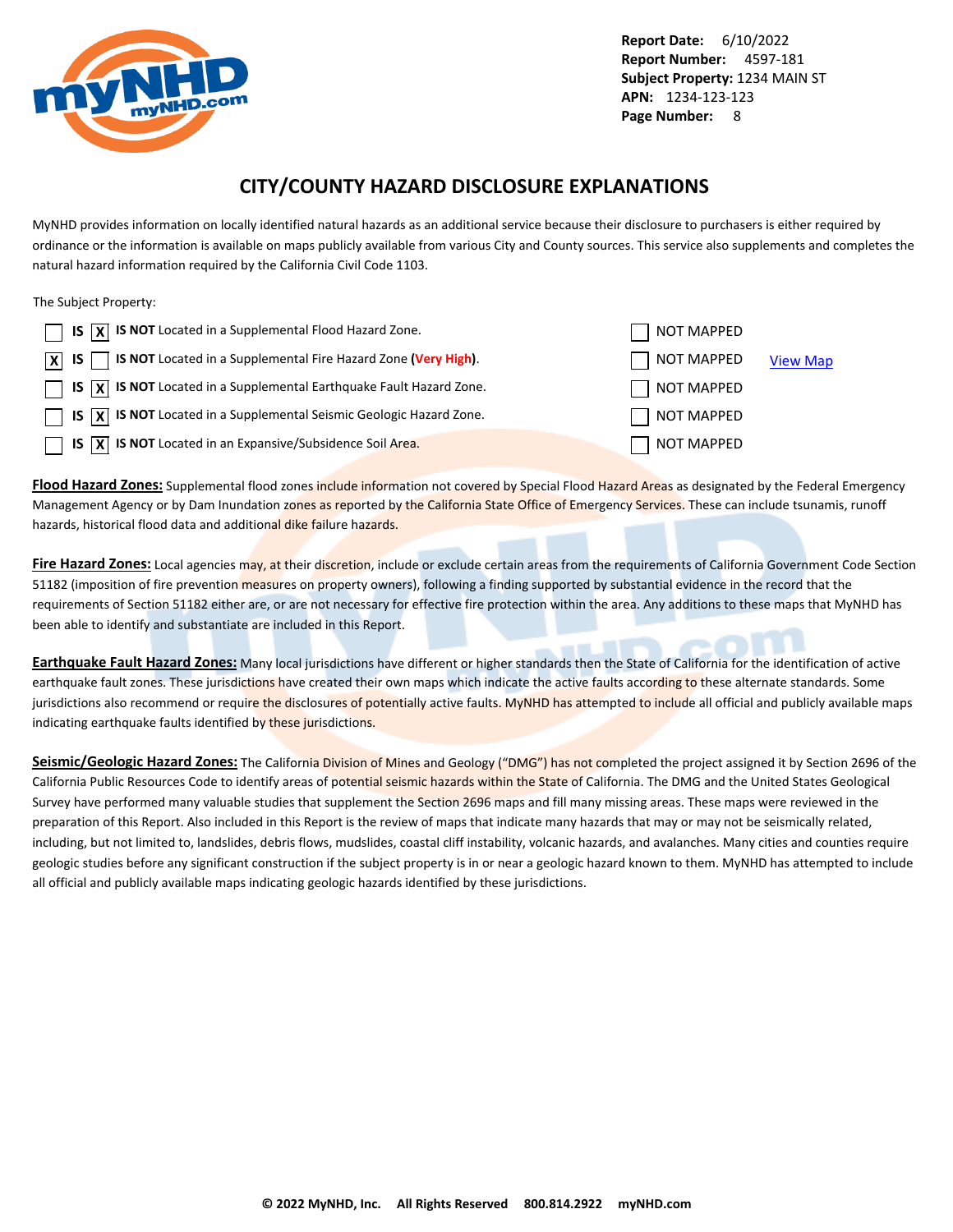Report Date: 6/10/2022
Report Number: 4597-181
Subject Property: 1234 MAIN ST
APN: 1234-123-123
Page Number: 8

# CITY/COUNTY HAZARD DISCLOSURE EXPLANATIONS

MyNHD provides information on locally identified natural hazards as an additional service because their disclosure to purchasers is either required by ordinance or the information is available on maps publicly available from various City and County sources. This service also supplements and completes the natural hazard information required by the California Civil Code 1103.

The Subject Property:

| IS | IS NOT | Hazard | NOT MAPPED | |
|---|---|---|---|---|
| [ ] IS | [X] | **IS NOT** Located in a Supplemental Flood Hazard Zone. | [ ] NOT MAPPED | |
| [X] IS | [ ] | **IS NOT** Located in a Supplemental Fire Hazard Zone **(Very High)**. | [ ] NOT MAPPED | View Map |
| [ ] IS | [X] | **IS NOT** Located in a Supplemental Earthquake Fault Hazard Zone. | [ ] NOT MAPPED | |
| [ ] IS | [X] | **IS NOT** Located in a Supplemental Seismic Geologic Hazard Zone. | [ ] NOT MAPPED | |
| [ ] IS | [X] | **IS NOT** Located in an Expansive/Subsidence Soil Area. | [ ] NOT MAPPED | |

**Flood Hazard Zones:** Supplemental flood zones include information not covered by Special Flood Hazard Areas as designated by the Federal Emergency Management Agency or by Dam Inundation zones as reported by the California State Office of Emergency Services. These can include tsunamis, runoff hazards, historical flood data and additional dike failure hazards.

**Fire Hazard Zones:** Local agencies may, at their discretion, include or exclude certain areas from the requirements of California Government Code Section 51182 (imposition of fire prevention measures on property owners), following a finding supported by substantial evidence in the record that the requirements of Section 51182 either are, or are not necessary for effective fire protection within the area. Any additions to these maps that MyNHD has been able to identify and substantiate are included in this Report.

**Earthquake Fault Hazard Zones:** Many local jurisdictions have different or higher standards then the State of California for the identification of active earthquake fault zones. These jurisdictions have created their own maps which indicate the active faults according to these alternate standards. Some jurisdictions also recommend or require the disclosures of potentially active faults. MyNHD has attempted to include all official and publicly available maps indicating earthquake faults identified by these jurisdictions.

**Seismic/Geologic Hazard Zones:** The California Division of Mines and Geology ("DMG") has not completed the project assigned it by Section 2696 of the California Public Resources Code to identify areas of potential seismic hazards within the State of California. The DMG and the United States Geological Survey have performed many valuable studies that supplement the Section 2696 maps and fill many missing areas. These maps were reviewed in the preparation of this Report. Also included in this Report is the review of maps that indicate many hazards that may or may not be seismically related, including, but not limited to, landslides, debris flows, mudslides, coastal cliff instability, volcanic hazards, and avalanches. Many cities and counties require geologic studies before any significant construction if the subject property is in or near a geologic hazard known to them. MyNHD has attempted to include all official and publicly available maps indicating geologic hazards identified by these jurisdictions.

**© 2022 MyNHD, Inc. All Rights Reserved 800.814.2922 myNHD.com**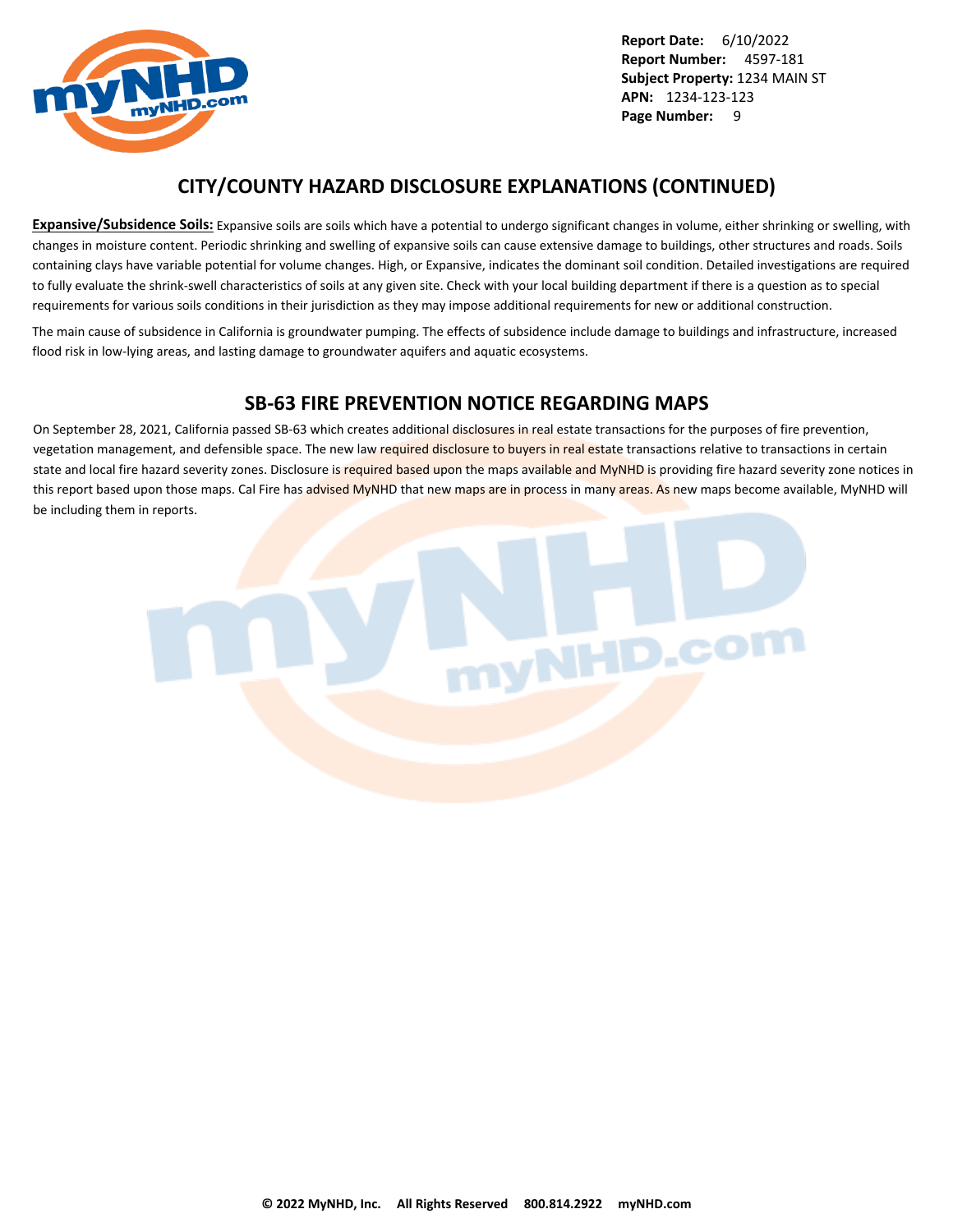## CITY/COUNTY HAZARD DISCLOSURE EXPLANATIONS (CONTINUED)

**Expansive/Subsidence Soils:** Expansive soils are soils which have a potential to undergo significant changes in volume, either shrinking or swelling, with changes in moisture content. Periodic shrinking and swelling of expansive soils can cause extensive damage to buildings, other structures and roads. Soils containing clays have variable potential for volume changes. High, or Expansive, indicates the dominant soil condition. Detailed investigations are required to fully evaluate the shrink-swell characteristics of soils at any given site. Check with your local building department if there is a question as to special requirements for various soils conditions in their jurisdiction as they may impose additional requirements for new or additional construction.

The main cause of subsidence in California is groundwater pumping. The effects of subsidence include damage to buildings and infrastructure, increased flood risk in low-lying areas, and lasting damage to groundwater aquifers and aquatic ecosystems.

## SB-63 FIRE PREVENTION NOTICE REGARDING MAPS

On September 28, 2021, California passed SB-63 which creates additional disclosures in real estate transactions for the purposes of fire prevention, vegetation management, and defensible space. The new law required disclosure to buyers in real estate transactions relative to transactions in certain state and local fire hazard severity zones. Disclosure is required based upon the maps available and MyNHD is providing fire hazard severity zone notices in this report based upon those maps. Cal Fire has advised MyNHD that new maps are in process in many areas. As new maps become available, MyNHD will be including them in reports.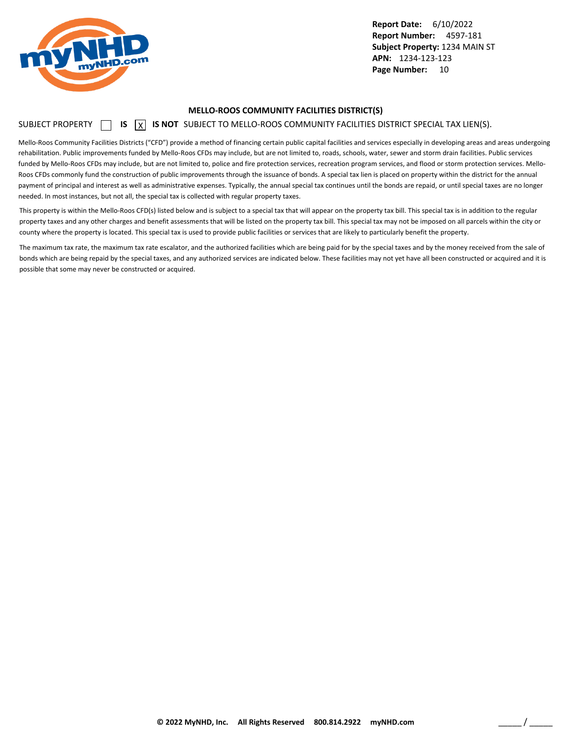## MELLO-ROOS COMMUNITY FACILITIES DISTRICT(S)

SUBJECT PROPERTY ☐ **IS** ☒ **IS NOT** SUBJECT TO MELLO-ROOS COMMUNITY FACILITIES DISTRICT SPECIAL TAX LIEN(S).

Mello-Roos Community Facilities Districts ("CFD") provide a method of financing certain public capital facilities and services especially in developing areas and areas undergoing rehabilitation. Public improvements funded by Mello-Roos CFDs may include, but are not limited to, roads, schools, water, sewer and storm drain facilities. Public services funded by Mello-Roos CFDs may include, but are not limited to, police and fire protection services, recreation program services, and flood or storm protection services. Mello-Roos CFDs commonly fund the construction of public improvements through the issuance of bonds. A special tax lien is placed on property within the district for the annual payment of principal and interest as well as administrative expenses. Typically, the annual special tax continues until the bonds are repaid, or until special taxes are no longer needed. In most instances, but not all, the special tax is collected with regular property taxes.

This property is within the Mello-Roos CFD(s) listed below and is subject to a special tax that will appear on the property tax bill. This special tax is in addition to the regular property taxes and any other charges and benefit assessments that will be listed on the property tax bill. This special tax may not be imposed on all parcels within the city or county where the property is located. This special tax is used to provide public facilities or services that are likely to particularly benefit the property.

The maximum tax rate, the maximum tax rate escalator, and the authorized facilities which are being paid for by the special taxes and by the money received from the sale of bonds which are being repaid by the special taxes, and any authorized services are indicated below. These facilities may not yet have all been constructed or acquired and it is possible that some may never be constructed or acquired.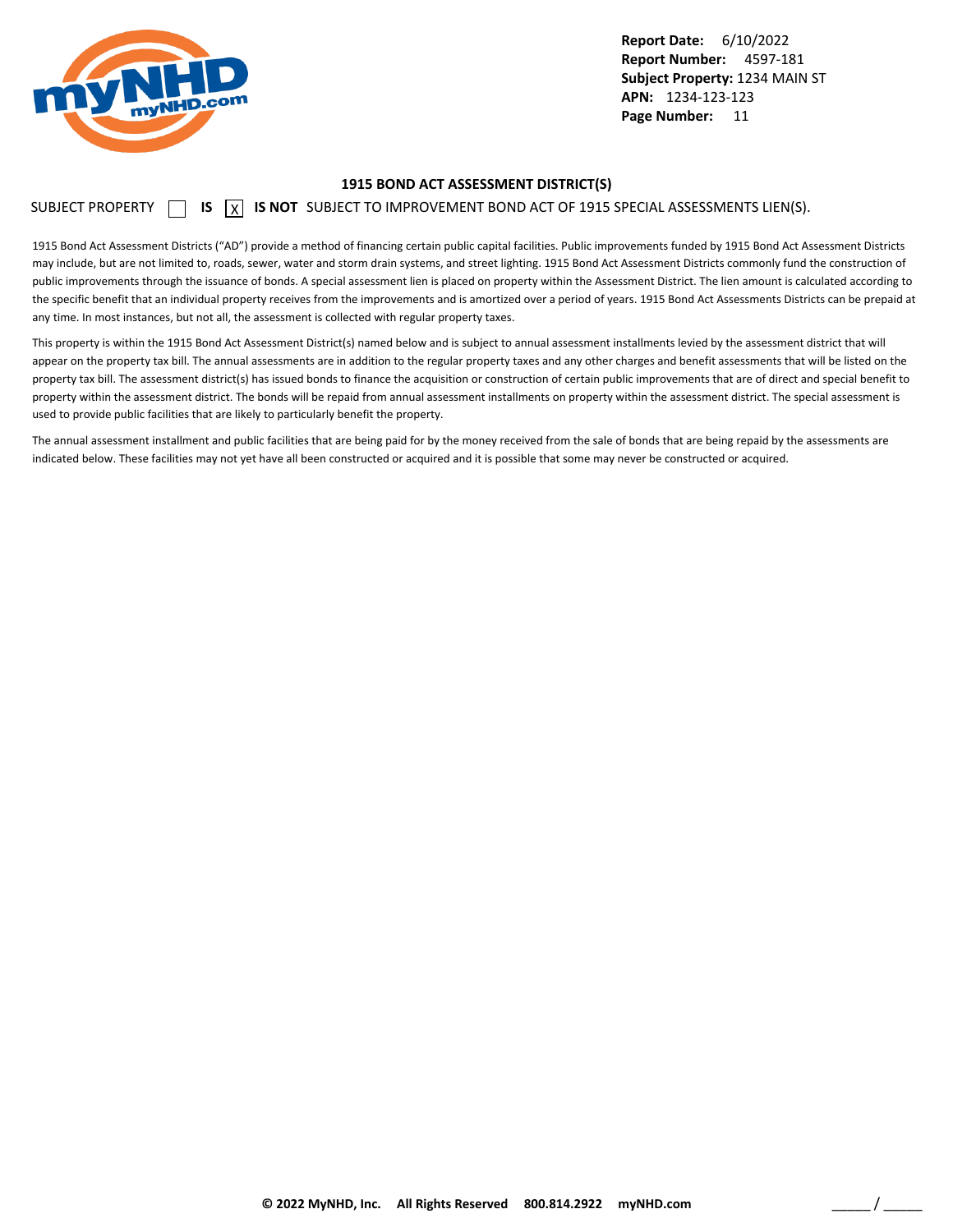**Report Date:** 6/10/2022
**Report Number:** 4597-181
**Subject Property:** 1234 MAIN ST
**APN:** 1234-123-123

## 1915 BOND ACT ASSESSMENT DISTRICT(S)

SUBJECT PROPERTY [ ] **IS** [X] **IS NOT** SUBJECT TO IMPROVEMENT BOND ACT OF 1915 SPECIAL ASSESSMENTS LIEN(S).

1915 Bond Act Assessment Districts ("AD") provide a method of financing certain public capital facilities. Public improvements funded by 1915 Bond Act Assessment Districts may include, but are not limited to, roads, sewer, water and storm drain systems, and street lighting. 1915 Bond Act Assessment Districts commonly fund the construction of public improvements through the issuance of bonds. A special assessment lien is placed on property within the Assessment District. The lien amount is calculated according to the specific benefit that an individual property receives from the improvements and is amortized over a period of years. 1915 Bond Act Assessments Districts can be prepaid at any time. In most instances, but not all, the assessment is collected with regular property taxes.

This property is within the 1915 Bond Act Assessment District(s) named below and is subject to annual assessment installments levied by the assessment district that will appear on the property tax bill. The annual assessments are in addition to the regular property taxes and any other charges and benefit assessments that will be listed on the property tax bill. The assessment district(s) has issued bonds to finance the acquisition or construction of certain public improvements that are of direct and special benefit to property within the assessment district. The bonds will be repaid from annual assessment installments on property within the assessment district. The special assessment is used to provide public facilities that are likely to particularly benefit the property.

The annual assessment installment and public facilities that are being paid for by the money received from the sale of bonds that are being repaid by the assessments are indicated below. These facilities may not yet have all been constructed or acquired and it is possible that some may never be constructed or acquired.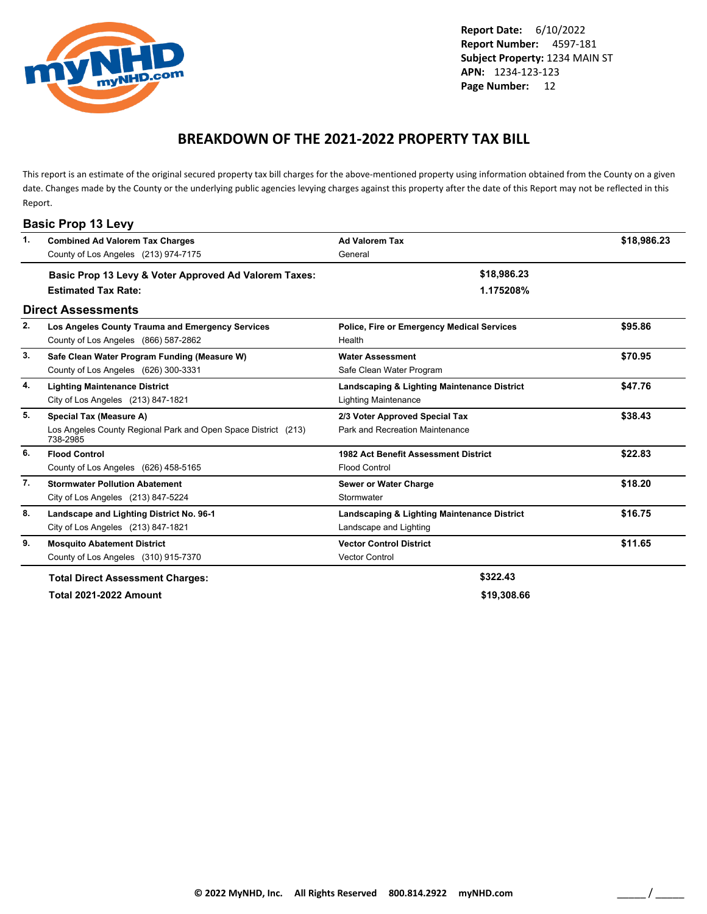**Report Date:** 6/10/2022
**Report Number:** 4597-181
**Subject Property:** 1234 MAIN ST
**APN:** 1234-123-123
**Page Number:** 12

# BREAKDOWN OF THE 2021-2022 PROPERTY TAX BILL

This report is an estimate of the original secured property tax bill charges for the above-mentioned property using information obtained from the County on a given date. Changes made by the County or the underlying public agencies levying charges against this property after the date of this Report may not be reflected in this Report.

## Basic Prop 13 Levy

| # | Description | Type | Amount |
|---|---|---|---|
| 1. | **Combined Ad Valorem Tax Charges**<br>County of Los Angeles (213) 974-7175 | **Ad Valorem Tax**<br>General | **$18,986.23** |

**Basic Prop 13 Levy & Voter Approved Ad Valorem Taxes:** **$18,986.23**

**Estimated Tax Rate:** **1.175208%**

## Direct Assessments

| # | Description | Type | Amount |
|---|---|---|---|
| 2. | **Los Angeles County Trauma and Emergency Services**<br>County of Los Angeles (866) 587-2862 | **Police, Fire or Emergency Medical Services**<br>Health | **$95.86** |
| 3. | **Safe Clean Water Program Funding (Measure W)**<br>County of Los Angeles (626) 300-3331 | **Water Assessment**<br>Safe Clean Water Program | **$70.95** |
| 4. | **Lighting Maintenance District**<br>City of Los Angeles (213) 847-1821 | **Landscaping & Lighting Maintenance District**<br>Lighting Maintenance | **$47.76** |
| 5. | **Special Tax (Measure A)**<br>Los Angeles County Regional Park and Open Space District (213) 738-2985 | **2/3 Voter Approved Special Tax**<br>Park and Recreation Maintenance | **$38.43** |
| 6. | **Flood Control**<br>County of Los Angeles (626) 458-5165 | **1982 Act Benefit Assessment District**<br>Flood Control | **$22.83** |
| 7. | **Stormwater Pollution Abatement**<br>City of Los Angeles (213) 847-5224 | **Sewer or Water Charge**<br>Stormwater | **$18.20** |
| 8. | **Landscape and Lighting District No. 96-1**<br>City of Los Angeles (213) 847-1821 | **Landscaping & Lighting Maintenance District**<br>Landscape and Lighting | **$16.75** |
| 9. | **Mosquito Abatement District**<br>County of Los Angeles (310) 915-7370 | **Vector Control District**<br>Vector Control | **$11.65** |

**Total Direct Assessment Charges:** **$322.43**

**Total 2021-2022 Amount** **$19,308.66**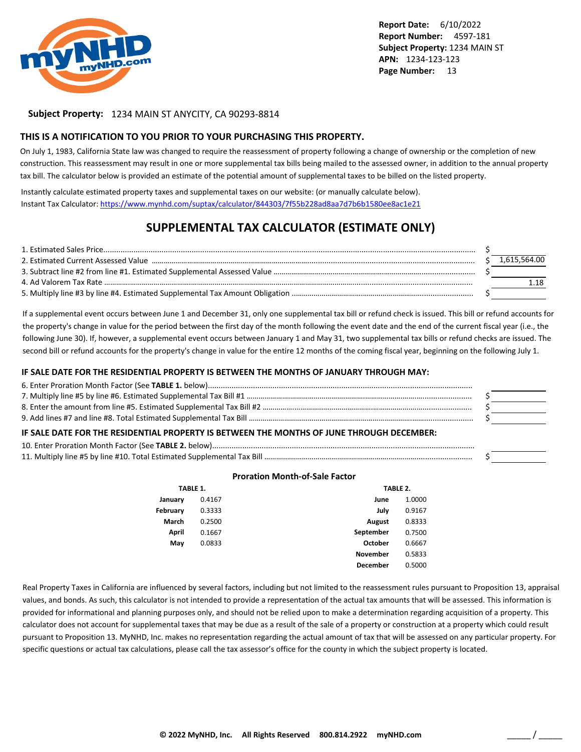**Report Date:** 6/10/2022
**Report Number:** 4597-181
**Subject Property:** 1234 MAIN ST
**APN:** 1234-123-123
**Page Number:** 13

**Subject Property:** 1234 MAIN ST ANYCITY, CA 90293-8814

## THIS IS A NOTIFICATION TO YOU PRIOR TO YOUR PURCHASING THIS PROPERTY.

On July 1, 1983, California State law was changed to require the reassessment of property following a change of ownership or the completion of new construction. This reassessment may result in one or more supplemental tax bills being mailed to the assessed owner, in addition to the annual property tax bill. The calculator below is provided an estimate of the potential amount of supplemental taxes to be billed on the listed property.

Instantly calculate estimated property taxes and supplemental taxes on our website: (or manually calculate below).
Instant Tax Calculator: https://www.mynhd.com/suptax/calculator/844303/7f55b228ad8aa7d7b6b1580ee8ac1e21

## SUPPLEMENTAL TAX CALCULATOR (ESTIMATE ONLY)

| | | |
|---|---|---|
| 1. Estimated Sales Price | $ | |
| 2. Estimated Current Assessed Value | $ | 1,615,564.00 |
| 3. Subtract line #2 from line #1. Estimated Supplemental Assessed Value | $ | |
| 4. Ad Valorem Tax Rate | | 1.18 |
| 5. Multiply line #3 by line #4. Estimated Supplemental Tax Amount Obligation | $ | |

If a supplemental event occurs between June 1 and December 31, only one supplemental tax bill or refund check is issued. This bill or refund accounts for the property's change in value for the period between the first day of the month following the event date and the end of the current fiscal year (i.e., the following June 30). If, however, a supplemental event occurs between January 1 and May 31, two supplemental tax bills or refund checks are issued. The second bill or refund accounts for the property's change in value for the entire 12 months of the coming fiscal year, beginning on the following July 1.

### IF SALE DATE FOR THE RESIDENTIAL PROPERTY IS BETWEEN THE MONTHS OF JANUARY THROUGH MAY:

| | | |
|---|---|---|
| 6. Enter Proration Month Factor (See **TABLE 1.** below) | | |
| 7. Multiply line #5 by line #6. Estimated Supplemental Tax Bill #1 | $ | |
| 8. Enter the amount from line #5. Estimated Supplemental Tax Bill #2 | $ | |
| 9. Add lines #7 and line #8. Total Estimated Supplemental Tax Bill | $ | |

### IF SALE DATE FOR THE RESIDENTIAL PROPERTY IS BETWEEN THE MONTHS OF JUNE THROUGH DECEMBER:

| | | |
|---|---|---|
| 10. Enter Proration Month Factor (See **TABLE 2.** below) | | |
| 11. Multiply line #5 by line #10. Total Estimated Supplemental Tax Bill | $ | |

### Proration Month-of-Sale Factor

**TABLE 1.**

| Month | Factor |
|---|---|
| January | 0.4167 |
| February | 0.3333 |
| March | 0.2500 |
| April | 0.1667 |
| May | 0.0833 |

**TABLE 2.**

| Month | Factor |
|---|---|
| June | 1.0000 |
| July | 0.9167 |
| August | 0.8333 |
| September | 0.7500 |
| October | 0.6667 |
| November | 0.5833 |
| December | 0.5000 |

Real Property Taxes in California are influenced by several factors, including but not limited to the reassessment rules pursuant to Proposition 13, appraisal values, and bonds. As such, this calculator is not intended to provide a representation of the actual tax amounts that will be assessed. This information is provided for informational and planning purposes only, and should not be relied upon to make a determination regarding acquisition of a property. This calculator does not account for supplemental taxes that may be due as a result of the sale of a property or construction at a property which could result pursuant to Proposition 13. MyNHD, Inc. makes no representation regarding the actual amount of tax that will be assessed on any particular property. For specific questions or actual tax calculations, please call the tax assessor's office for the county in which the subject property is located.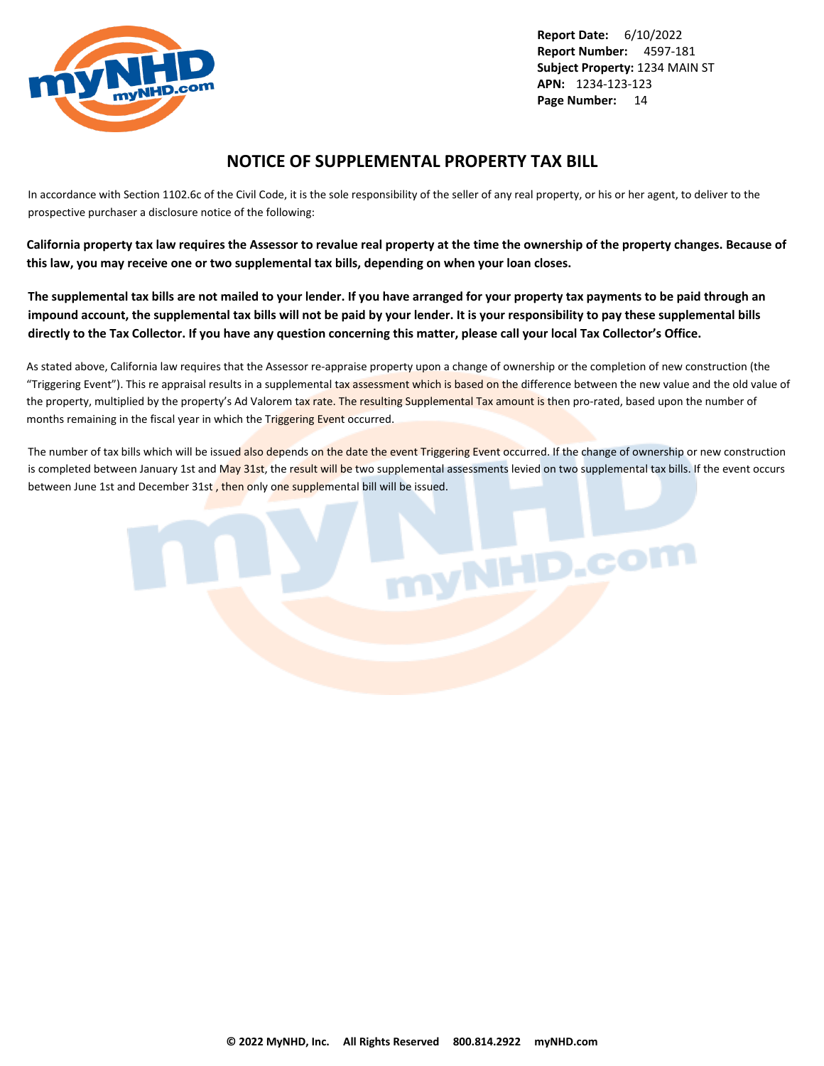# NOTICE OF SUPPLEMENTAL PROPERTY TAX BILL

In accordance with Section 1102.6c of the Civil Code, it is the sole responsibility of the seller of any real property, or his or her agent, to deliver to the prospective purchaser a disclosure notice of the following:

**California property tax law requires the Assessor to revalue real property at the time the ownership of the property changes. Because of this law, you may receive one or two supplemental tax bills, depending on when your loan closes.**

**The supplemental tax bills are not mailed to your lender. If you have arranged for your property tax payments to be paid through an impound account, the supplemental tax bills will not be paid by your lender. It is your responsibility to pay these supplemental bills directly to the Tax Collector. If you have any question concerning this matter, please call your local Tax Collector's Office.**

As stated above, California law requires that the Assessor re-appraise property upon a change of ownership or the completion of new construction (the "Triggering Event"). This re appraisal results in a supplemental tax assessment which is based on the difference between the new value and the old value of the property, multiplied by the property's Ad Valorem tax rate. The resulting Supplemental Tax amount is then pro-rated, based upon the number of months remaining in the fiscal year in which the Triggering Event occurred.

The number of tax bills which will be issued also depends on the date the event Triggering Event occurred. If the change of ownership or new construction is completed between January 1st and May 31st, the result will be two supplemental assessments levied on two supplemental tax bills. If the event occurs between June 1st and December 31st , then only one supplemental bill will be issued.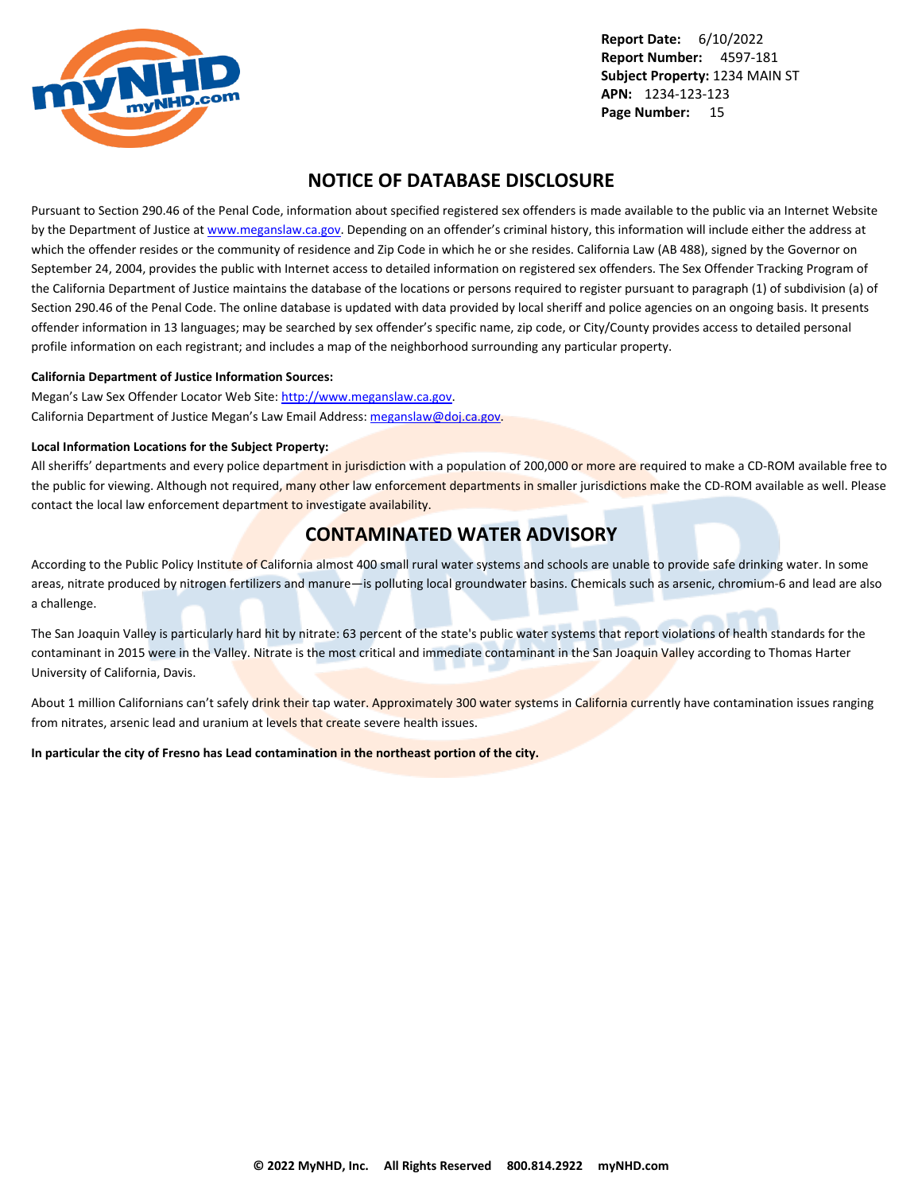## NOTICE OF DATABASE DISCLOSURE

Pursuant to Section 290.46 of the Penal Code, information about specified registered sex offenders is made available to the public via an Internet Website by the Department of Justice at www.meganslaw.ca.gov. Depending on an offender's criminal history, this information will include either the address at which the offender resides or the community of residence and Zip Code in which he or she resides. California Law (AB 488), signed by the Governor on September 24, 2004, provides the public with Internet access to detailed information on registered sex offenders. The Sex Offender Tracking Program of the California Department of Justice maintains the database of the locations or persons required to register pursuant to paragraph (1) of subdivision (a) of Section 290.46 of the Penal Code. The online database is updated with data provided by local sheriff and police agencies on an ongoing basis. It presents offender information in 13 languages; may be searched by sex offender's specific name, zip code, or City/County provides access to detailed personal profile information on each registrant; and includes a map of the neighborhood surrounding any particular property.

**California Department of Justice Information Sources:**

Megan's Law Sex Offender Locator Web Site: http://www.meganslaw.ca.gov.
California Department of Justice Megan's Law Email Address: meganslaw@doj.ca.gov.

**Local Information Locations for the Subject Property:**

All sheriffs' departments and every police department in jurisdiction with a population of 200,000 or more are required to make a CD-ROM available free to the public for viewing. Although not required, many other law enforcement departments in smaller jurisdictions make the CD-ROM available as well. Please contact the local law enforcement department to investigate availability.

## CONTAMINATED WATER ADVISORY

According to the Public Policy Institute of California almost 400 small rural water systems and schools are unable to provide safe drinking water. In some areas, nitrate produced by nitrogen fertilizers and manure—is polluting local groundwater basins. Chemicals such as arsenic, chromium-6 and lead are also a challenge.

The San Joaquin Valley is particularly hard hit by nitrate: 63 percent of the state's public water systems that report violations of health standards for the contaminant in 2015 were in the Valley. Nitrate is the most critical and immediate contaminant in the San Joaquin Valley according to Thomas Harter University of California, Davis.

About 1 million Californians can't safely drink their tap water. Approximately 300 water systems in California currently have contamination issues ranging from nitrates, arsenic lead and uranium at levels that create severe health issues.

**In particular the city of Fresno has Lead contamination in the northeast portion of the city.**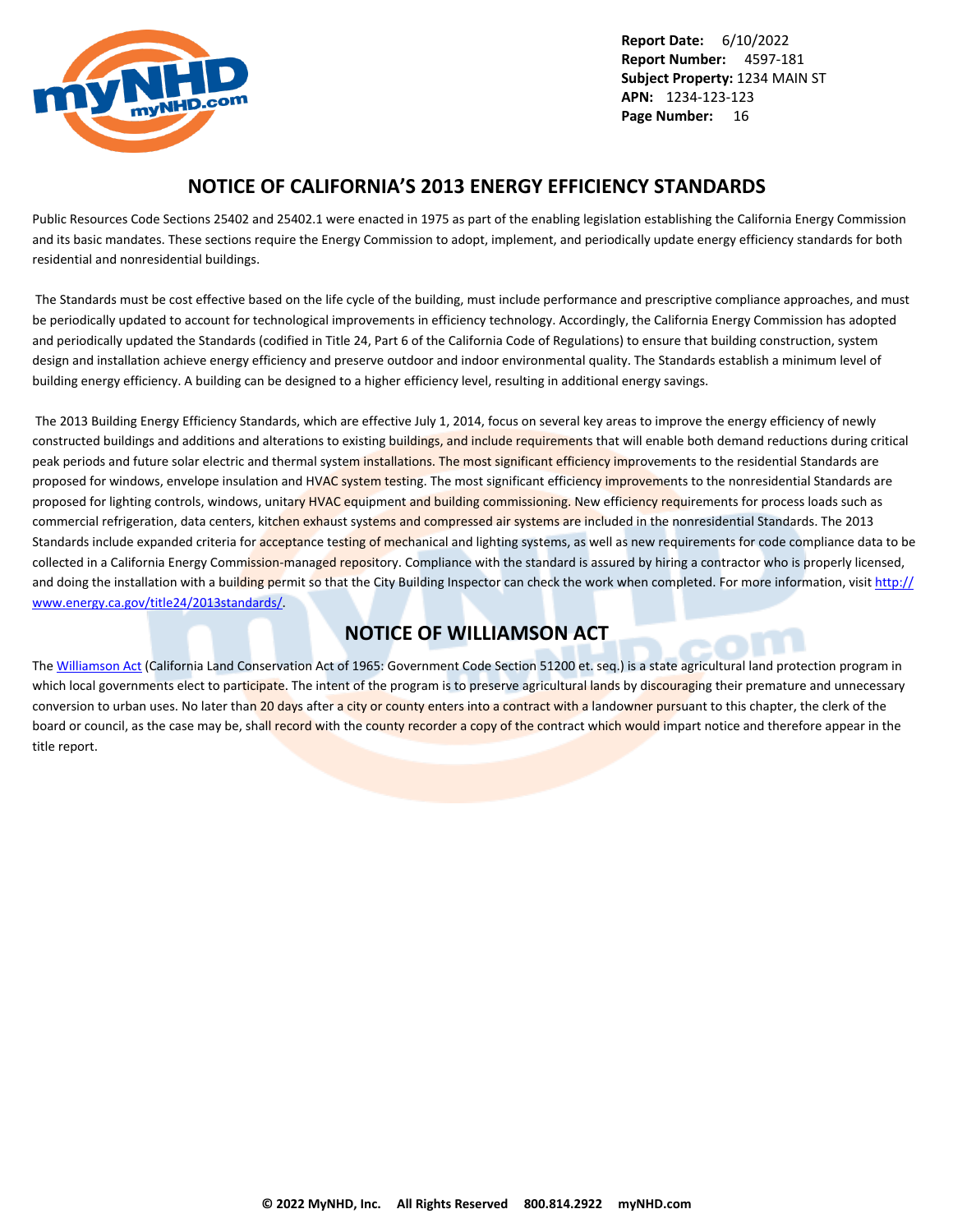## NOTICE OF CALIFORNIA'S 2013 ENERGY EFFICIENCY STANDARDS

Public Resources Code Sections 25402 and 25402.1 were enacted in 1975 as part of the enabling legislation establishing the California Energy Commission and its basic mandates. These sections require the Energy Commission to adopt, implement, and periodically update energy efficiency standards for both residential and nonresidential buildings.

The Standards must be cost effective based on the life cycle of the building, must include performance and prescriptive compliance approaches, and must be periodically updated to account for technological improvements in efficiency technology. Accordingly, the California Energy Commission has adopted and periodically updated the Standards (codified in Title 24, Part 6 of the California Code of Regulations) to ensure that building construction, system design and installation achieve energy efficiency and preserve outdoor and indoor environmental quality. The Standards establish a minimum level of building energy efficiency. A building can be designed to a higher efficiency level, resulting in additional energy savings.

The 2013 Building Energy Efficiency Standards, which are effective July 1, 2014, focus on several key areas to improve the energy efficiency of newly constructed buildings and additions and alterations to existing buildings, and include requirements that will enable both demand reductions during critical peak periods and future solar electric and thermal system installations. The most significant efficiency improvements to the residential Standards are proposed for windows, envelope insulation and HVAC system testing. The most significant efficiency improvements to the nonresidential Standards are proposed for lighting controls, windows, unitary HVAC equipment and building commissioning. New efficiency requirements for process loads such as commercial refrigeration, data centers, kitchen exhaust systems and compressed air systems are included in the nonresidential Standards. The 2013 Standards include expanded criteria for acceptance testing of mechanical and lighting systems, as well as new requirements for code compliance data to be collected in a California Energy Commission-managed repository. Compliance with the standard is assured by hiring a contractor who is properly licensed, and doing the installation with a building permit so that the City Building Inspector can check the work when completed. For more information, visit http://www.energy.ca.gov/title24/2013standards/.

## NOTICE OF WILLIAMSON ACT

The Williamson Act (California Land Conservation Act of 1965: Government Code Section 51200 et. seq.) is a state agricultural land protection program in which local governments elect to participate. The intent of the program is to preserve agricultural lands by discouraging their premature and unnecessary conversion to urban uses. No later than 20 days after a city or county enters into a contract with a landowner pursuant to this chapter, the clerk of the board or council, as the case may be, shall record with the county recorder a copy of the contract which would impart notice and therefore appear in the title report.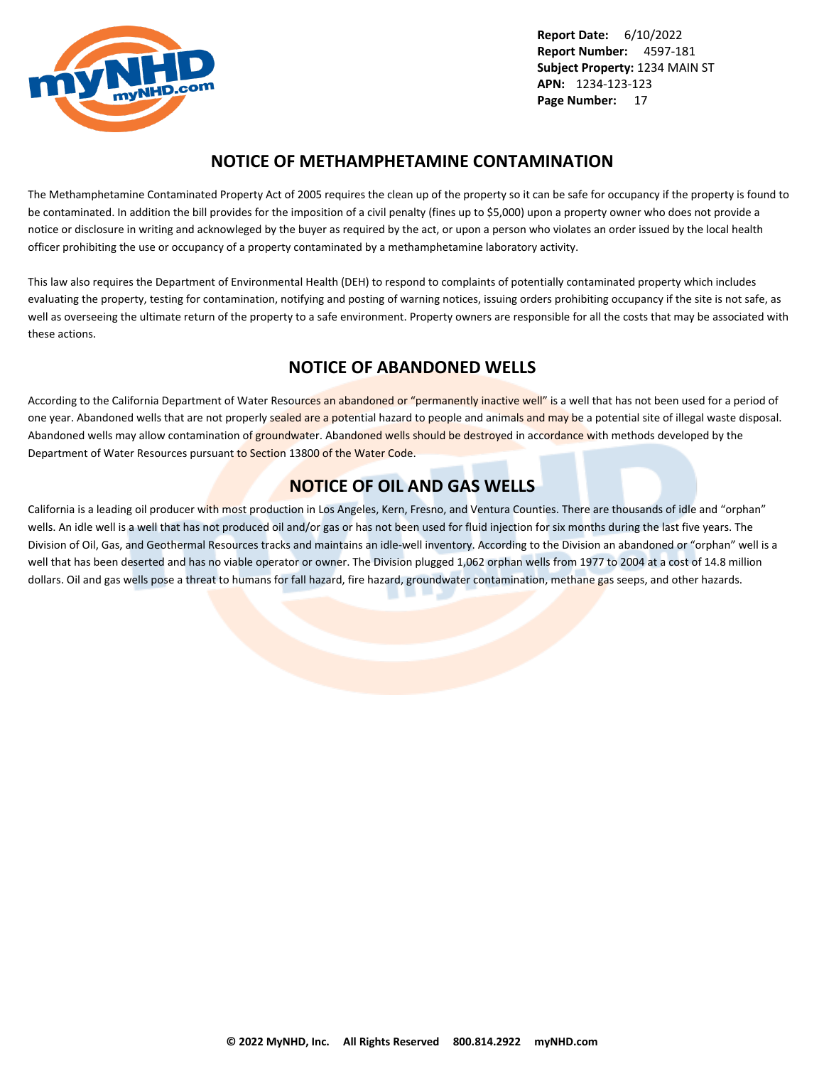## NOTICE OF METHAMPHETAMINE CONTAMINATION

The Methamphetamine Contaminated Property Act of 2005 requires the clean up of the property so it can be safe for occupancy if the property is found to be contaminated. In addition the bill provides for the imposition of a civil penalty (fines up to $5,000) upon a property owner who does not provide a notice or disclosure in writing and acknowleged by the buyer as required by the act, or upon a person who violates an order issued by the local health officer prohibiting the use or occupancy of a property contaminated by a methamphetamine laboratory activity.

This law also requires the Department of Environmental Health (DEH) to respond to complaints of potentially contaminated property which includes evaluating the property, testing for contamination, notifying and posting of warning notices, issuing orders prohibiting occupancy if the site is not safe, as well as overseeing the ultimate return of the property to a safe environment. Property owners are responsible for all the costs that may be associated with these actions.

## NOTICE OF ABANDONED WELLS

According to the California Department of Water Resources an abandoned or "permanently inactive well" is a well that has not been used for a period of one year. Abandoned wells that are not properly sealed are a potential hazard to people and animals and may be a potential site of illegal waste disposal. Abandoned wells may allow contamination of groundwater. Abandoned wells should be destroyed in accordance with methods developed by the Department of Water Resources pursuant to Section 13800 of the Water Code.

## NOTICE OF OIL AND GAS WELLS

California is a leading oil producer with most production in Los Angeles, Kern, Fresno, and Ventura Counties. There are thousands of idle and "orphan" wells. An idle well is a well that has not produced oil and/or gas or has not been used for fluid injection for six months during the last five years. The Division of Oil, Gas, and Geothermal Resources tracks and maintains an idle-well inventory. According to the Division an abandoned or "orphan" well is a well that has been deserted and has no viable operator or owner. The Division plugged 1,062 orphan wells from 1977 to 2004 at a cost of 14.8 million dollars. Oil and gas wells pose a threat to humans for fall hazard, fire hazard, groundwater contamination, methane gas seeps, and other hazards.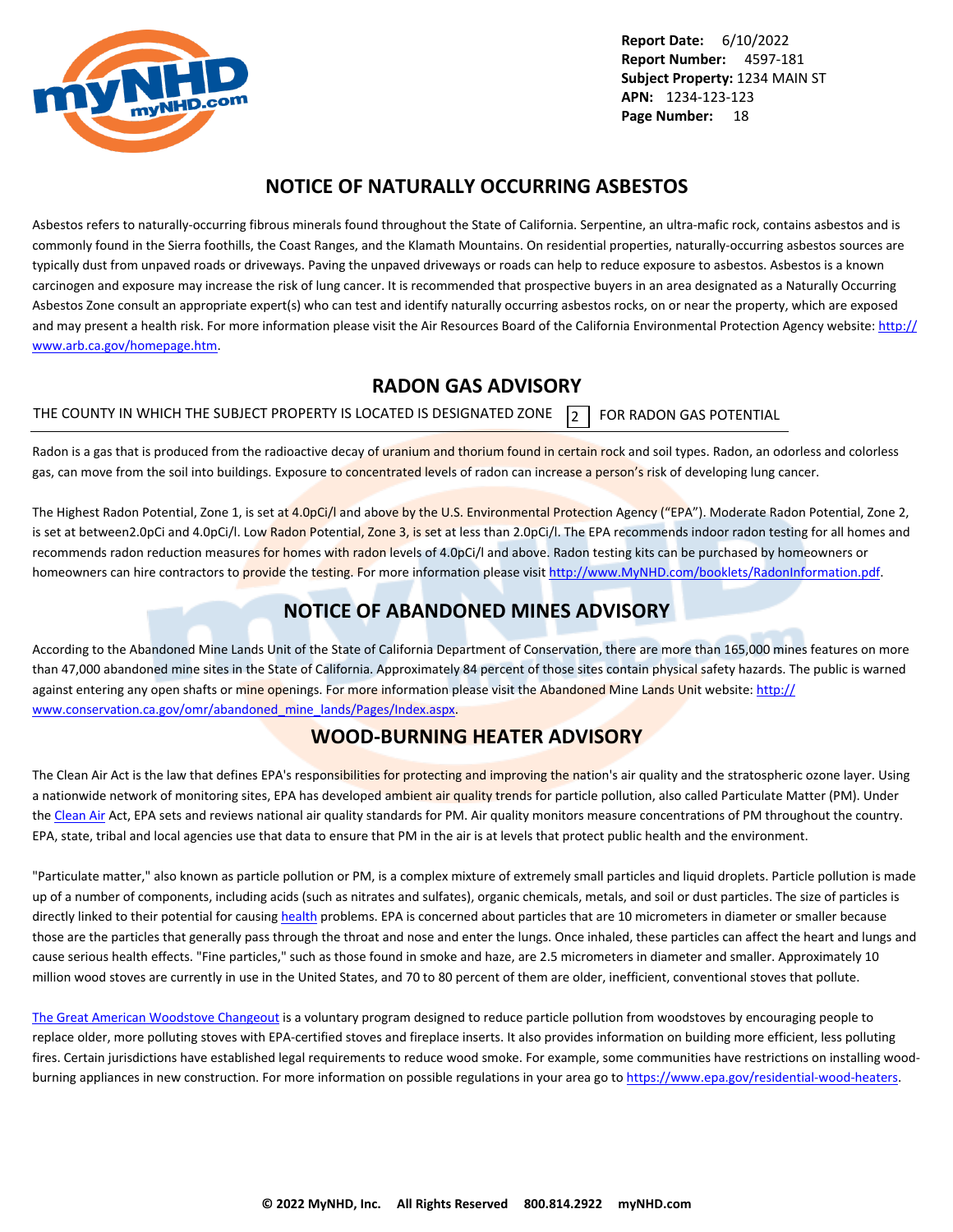# NOTICE OF NATURALLY OCCURRING ASBESTOS

Asbestos refers to naturally-occurring fibrous minerals found throughout the State of California. Serpentine, an ultra-mafic rock, contains asbestos and is commonly found in the Sierra foothills, the Coast Ranges, and the Klamath Mountains. On residential properties, naturally-occurring asbestos sources are typically dust from unpaved roads or driveways. Paving the unpaved driveways or roads can help to reduce exposure to asbestos. Asbestos is a known carcinogen and exposure may increase the risk of lung cancer. It is recommended that prospective buyers in an area designated as a Naturally Occurring Asbestos Zone consult an appropriate expert(s) who can test and identify naturally occurring asbestos rocks, on or near the property, which are exposed and may present a health risk. For more information please visit the Air Resources Board of the California Environmental Protection Agency website: http://www.arb.ca.gov/homepage.htm.

# RADON GAS ADVISORY

THE COUNTY IN WHICH THE SUBJECT PROPERTY IS LOCATED IS DESIGNATED ZONE 2 FOR RADON GAS POTENTIAL

Radon is a gas that is produced from the radioactive decay of uranium and thorium found in certain rock and soil types. Radon, an odorless and colorless gas, can move from the soil into buildings. Exposure to concentrated levels of radon can increase a person's risk of developing lung cancer.

The Highest Radon Potential, Zone 1, is set at 4.0pCi/l and above by the U.S. Environmental Protection Agency ("EPA"). Moderate Radon Potential, Zone 2, is set at between2.0pCi and 4.0pCi/l. Low Radon Potential, Zone 3, is set at less than 2.0pCi/l. The EPA recommends indoor radon testing for all homes and recommends radon reduction measures for homes with radon levels of 4.0pCi/l and above. Radon testing kits can be purchased by homeowners or homeowners can hire contractors to provide the testing. For more information please visit http://www.MyNHD.com/booklets/RadonInformation.pdf.

# NOTICE OF ABANDONED MINES ADVISORY

According to the Abandoned Mine Lands Unit of the State of California Department of Conservation, there are more than 165,000 mines features on more than 47,000 abandoned mine sites in the State of California. Approximately 84 percent of those sites contain physical safety hazards. The public is warned against entering any open shafts or mine openings. For more information please visit the Abandoned Mine Lands Unit website: http://www.conservation.ca.gov/omr/abandoned_mine_lands/Pages/Index.aspx.

# WOOD-BURNING HEATER ADVISORY

The Clean Air Act is the law that defines EPA's responsibilities for protecting and improving the nation's air quality and the stratospheric ozone layer. Using a nationwide network of monitoring sites, EPA has developed ambient air quality trends for particle pollution, also called Particulate Matter (PM). Under the Clean Air Act, EPA sets and reviews national air quality standards for PM. Air quality monitors measure concentrations of PM throughout the country. EPA, state, tribal and local agencies use that data to ensure that PM in the air is at levels that protect public health and the environment.

"Particulate matter," also known as particle pollution or PM, is a complex mixture of extremely small particles and liquid droplets. Particle pollution is made up of a number of components, including acids (such as nitrates and sulfates), organic chemicals, metals, and soil or dust particles. The size of particles is directly linked to their potential for causing health problems. EPA is concerned about particles that are 10 micrometers in diameter or smaller because those are the particles that generally pass through the throat and nose and enter the lungs. Once inhaled, these particles can affect the heart and lungs and cause serious health effects. "Fine particles," such as those found in smoke and haze, are 2.5 micrometers in diameter and smaller. Approximately 10 million wood stoves are currently in use in the United States, and 70 to 80 percent of them are older, inefficient, conventional stoves that pollute.

The Great American Woodstove Changeout is a voluntary program designed to reduce particle pollution from woodstoves by encouraging people to replace older, more polluting stoves with EPA-certified stoves and fireplace inserts. It also provides information on building more efficient, less polluting fires. Certain jurisdictions have established legal requirements to reduce wood smoke. For example, some communities have restrictions on installing wood-burning appliances in new construction. For more information on possible regulations in your area go to https://www.epa.gov/residential-wood-heaters.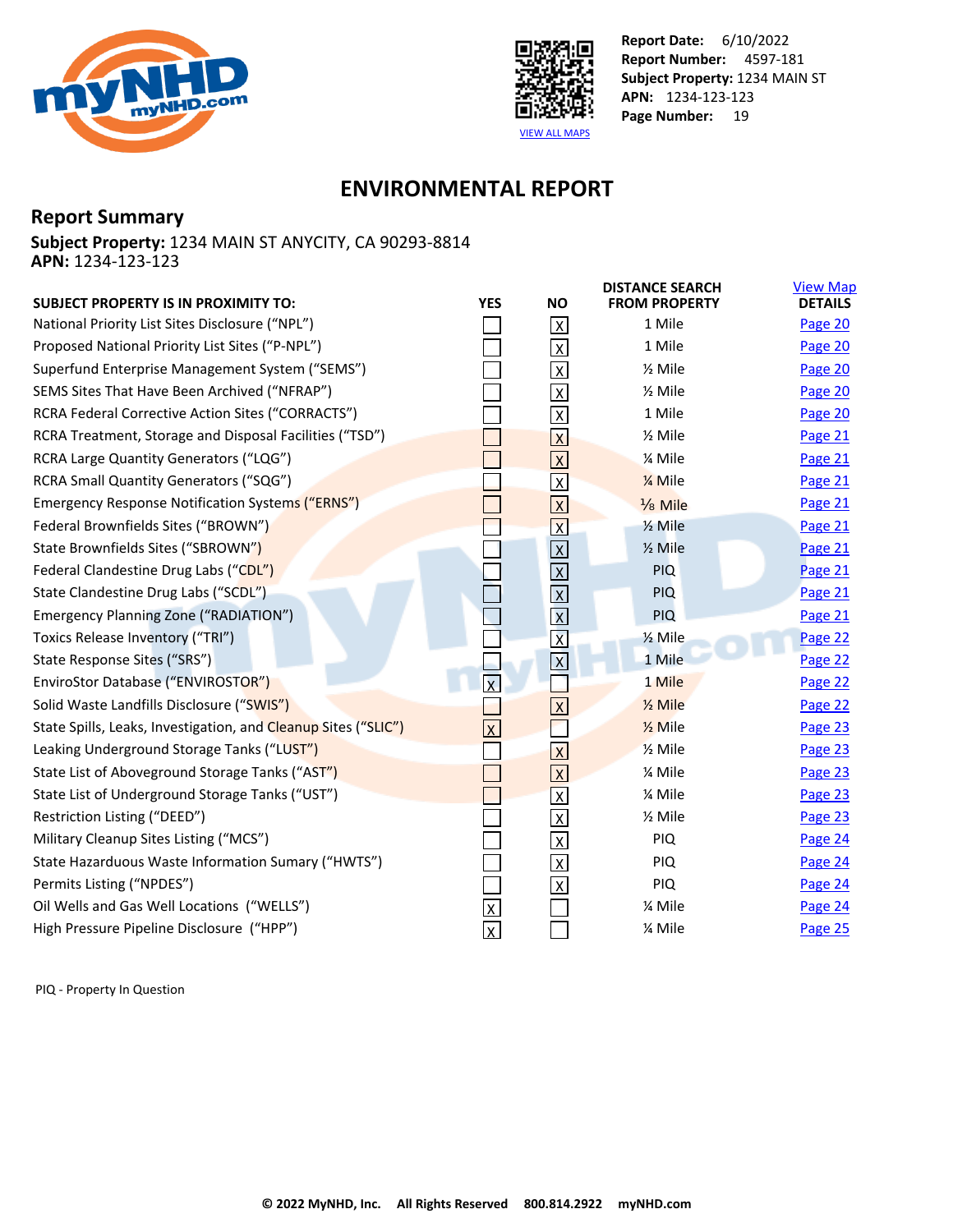Report Date: 6/10/2022
Report Number: 4597-181
Subject Property: 1234 MAIN ST
APN: 1234-123-123
Page Number: 19

VIEW ALL MAPS

# ENVIRONMENTAL REPORT

## Report Summary

**Subject Property:** 1234 MAIN ST ANYCITY, CA 90293-8814
**APN:** 1234-123-123

| SUBJECT PROPERTY IS IN PROXIMITY TO: | YES | NO | DISTANCE SEARCH FROM PROPERTY | View Map DETAILS |
|---|---|---|---|---|
| National Priority List Sites Disclosure ("NPL") | | X | 1 Mile | Page 20 |
| Proposed National Priority List Sites ("P-NPL") | | X | 1 Mile | Page 20 |
| Superfund Enterprise Management System ("SEMS") | | X | ½ Mile | Page 20 |
| SEMS Sites That Have Been Archived ("NFRAP") | | X | ½ Mile | Page 20 |
| RCRA Federal Corrective Action Sites ("CORRACTS") | | X | 1 Mile | Page 20 |
| RCRA Treatment, Storage and Disposal Facilities ("TSD") | | X | ½ Mile | Page 21 |
| RCRA Large Quantity Generators ("LQG") | | X | ¼ Mile | Page 21 |
| RCRA Small Quantity Generators ("SQG") | | X | ¼ Mile | Page 21 |
| Emergency Response Notification Systems ("ERNS") | | X | ⅛ Mile | Page 21 |
| Federal Brownfields Sites ("BROWN") | | X | ½ Mile | Page 21 |
| State Brownfields Sites ("SBROWN") | | X | ½ Mile | Page 21 |
| Federal Clandestine Drug Labs ("CDL") | | X | PIQ | Page 21 |
| State Clandestine Drug Labs ("SCDL") | | X | PIQ | Page 21 |
| Emergency Planning Zone ("RADIATION") | | X | PIQ | Page 21 |
| Toxics Release Inventory ("TRI") | | X | ½ Mile | Page 22 |
| State Response Sites ("SRS") | | X | 1 Mile | Page 22 |
| EnviroStor Database ("ENVIROSTOR") | X | | 1 Mile | Page 22 |
| Solid Waste Landfills Disclosure ("SWIS") | | X | ½ Mile | Page 22 |
| State Spills, Leaks, Investigation, and Cleanup Sites ("SLIC") | X | | ½ Mile | Page 23 |
| Leaking Underground Storage Tanks ("LUST") | | X | ½ Mile | Page 23 |
| State List of Aboveground Storage Tanks ("AST") | | X | ¼ Mile | Page 23 |
| State List of Underground Storage Tanks ("UST") | | X | ¼ Mile | Page 23 |
| Restriction Listing ("DEED") | | X | ½ Mile | Page 23 |
| Military Cleanup Sites Listing ("MCS") | | X | PIQ | Page 24 |
| State Hazarduous Waste Information Sumary ("HWTS") | | X | PIQ | Page 24 |
| Permits Listing ("NPDES") | | X | PIQ | Page 24 |
| Oil Wells and Gas Well Locations ("WELLS") | X | | ¼ Mile | Page 24 |
| High Pressure Pipeline Disclosure ("HPP") | X | | ¼ Mile | Page 25 |

PIQ - Property In Question

© 2022 MyNHD, Inc. All Rights Reserved 800.814.2922 myNHD.com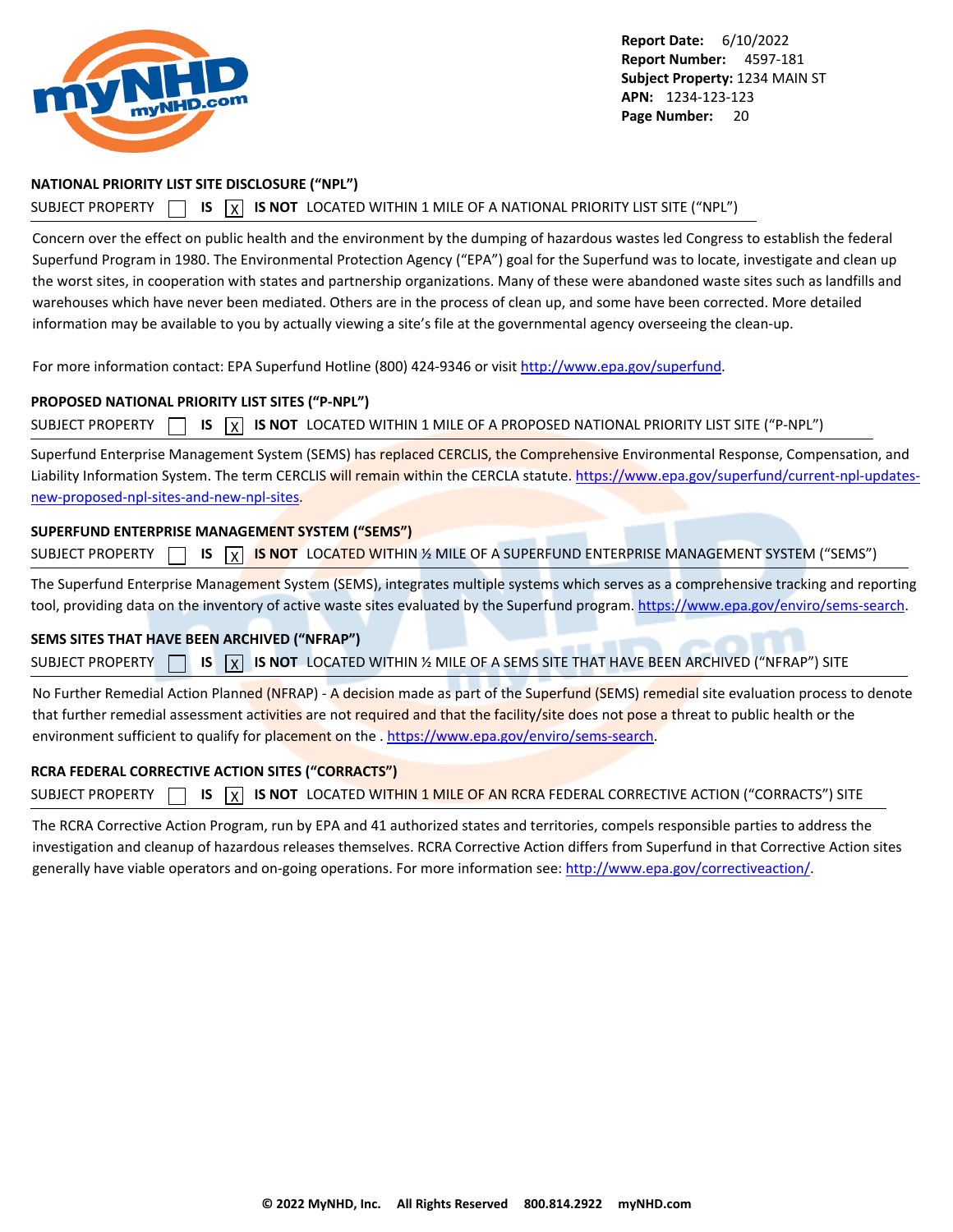**Report Date:** 6/10/2022
**Report Number:** 4597-181
**Subject Property:** 1234 MAIN ST
**APN:** 1234-123-123

## NATIONAL PRIORITY LIST SITE DISCLOSURE ("NPL")

SUBJECT PROPERTY ☐ IS ☒ IS NOT LOCATED WITHIN 1 MILE OF A NATIONAL PRIORITY LIST SITE ("NPL")

Concern over the effect on public health and the environment by the dumping of hazardous wastes led Congress to establish the federal Superfund Program in 1980. The Environmental Protection Agency ("EPA") goal for the Superfund was to locate, investigate and clean up the worst sites, in cooperation with states and partnership organizations. Many of these were abandoned waste sites such as landfills and warehouses which have never been mediated. Others are in the process of clean up, and some have been corrected. More detailed information may be available to you by actually viewing a site's file at the governmental agency overseeing the clean-up.

For more information contact: EPA Superfund Hotline (800) 424-9346 or visit http://www.epa.gov/superfund.

## PROPOSED NATIONAL PRIORITY LIST SITES ("P-NPL")

SUBJECT PROPERTY ☐ IS ☒ IS NOT LOCATED WITHIN 1 MILE OF A PROPOSED NATIONAL PRIORITY LIST SITE ("P-NPL")

Superfund Enterprise Management System (SEMS) has replaced CERCLIS, the Comprehensive Environmental Response, Compensation, and Liability Information System. The term CERCLIS will remain within the CERCLA statute. https://www.epa.gov/superfund/current-npl-updates-new-proposed-npl-sites-and-new-npl-sites.

## SUPERFUND ENTERPRISE MANAGEMENT SYSTEM ("SEMS")

SUBJECT PROPERTY ☐ IS ☒ IS NOT LOCATED WITHIN ½ MILE OF A SUPERFUND ENTERPRISE MANAGEMENT SYSTEM ("SEMS")

The Superfund Enterprise Management System (SEMS), integrates multiple systems which serves as a comprehensive tracking and reporting tool, providing data on the inventory of active waste sites evaluated by the Superfund program. https://www.epa.gov/enviro/sems-search.

## SEMS SITES THAT HAVE BEEN ARCHIVED ("NFRAP")

SUBJECT PROPERTY ☐ IS ☒ IS NOT LOCATED WITHIN ½ MILE OF A SEMS SITE THAT HAVE BEEN ARCHIVED ("NFRAP") SITE

No Further Remedial Action Planned (NFRAP) - A decision made as part of the Superfund (SEMS) remedial site evaluation process to denote that further remedial assessment activities are not required and that the facility/site does not pose a threat to public health or the environment sufficient to qualify for placement on the . https://www.epa.gov/enviro/sems-search.

## RCRA FEDERAL CORRECTIVE ACTION SITES ("CORRACTS")

SUBJECT PROPERTY ☐ IS ☒ IS NOT LOCATED WITHIN 1 MILE OF AN RCRA FEDERAL CORRECTIVE ACTION ("CORRACTS") SITE

The RCRA Corrective Action Program, run by EPA and 41 authorized states and territories, compels responsible parties to address the investigation and cleanup of hazardous releases themselves. RCRA Corrective Action differs from Superfund in that Corrective Action sites generally have viable operators and on-going operations. For more information see: http://www.epa.gov/correctiveaction/.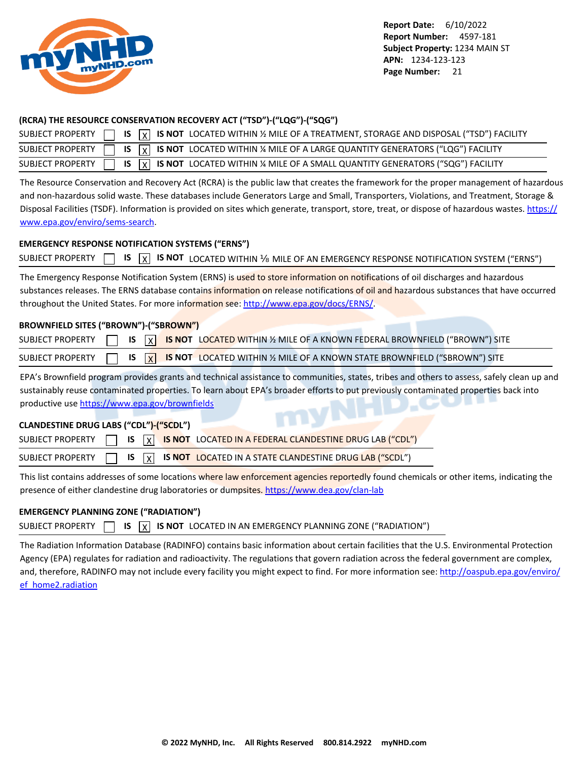### (RCRA) THE RESOURCE CONSERVATION RECOVERY ACT ("TSD")-("LQG")-("SQG")

SUBJECT PROPERTY ☐ IS ☒ **IS NOT** LOCATED WITHIN ½ MILE OF A TREATMENT, STORAGE AND DISPOSAL ("TSD") FACILITY

SUBJECT PROPERTY ☐ IS ☒ **IS NOT** LOCATED WITHIN ¼ MILE OF A LARGE QUANTITY GENERATORS ("LQG") FACILITY

SUBJECT PROPERTY ☐ IS ☒ **IS NOT** LOCATED WITHIN ¼ MILE OF A SMALL QUANTITY GENERATORS ("SQG") FACILITY

The Resource Conservation and Recovery Act (RCRA) is the public law that creates the framework for the proper management of hazardous and non-hazardous solid waste. These databases include Generators Large and Small, Transporters, Violations, and Treatment, Storage & Disposal Facilities (TSDF). Information is provided on sites which generate, transport, store, treat, or dispose of hazardous wastes. https://www.epa.gov/enviro/sems-search.

### EMERGENCY RESPONSE NOTIFICATION SYSTEMS ("ERNS")

SUBJECT PROPERTY ☐ IS ☒ **IS NOT** LOCATED WITHIN ⅛ MILE OF AN EMERGENCY RESPONSE NOTIFICATION SYSTEM ("ERNS")

The Emergency Response Notification System (ERNS) is used to store information on notifications of oil discharges and hazardous substances releases. The ERNS database contains information on release notifications of oil and hazardous substances that have occurred throughout the United States. For more information see: http://www.epa.gov/docs/ERNS/.

### BROWNFIELD SITES ("BROWN")-("SBROWN")

SUBJECT PROPERTY ☐ IS ☒ **IS NOT** LOCATED WITHIN ½ MILE OF A KNOWN FEDERAL BROWNFIELD ("BROWN") SITE

SUBJECT PROPERTY ☐ IS ☒ **IS NOT** LOCATED WITHIN ½ MILE OF A KNOWN STATE BROWNFIELD ("SBROWN") SITE

EPA's Brownfield program provides grants and technical assistance to communities, states, tribes and others to assess, safely clean up and sustainably reuse contaminated properties. To learn about EPA's broader efforts to put previously contaminated properties back into productive use https://www.epa.gov/brownfields

### CLANDESTINE DRUG LABS ("CDL")-("SCDL")

SUBJECT PROPERTY ☐ IS ☒ **IS NOT** LOCATED IN A FEDERAL CLANDESTINE DRUG LAB ("CDL")

SUBJECT PROPERTY ☐ IS ☒ **IS NOT** LOCATED IN A STATE CLANDESTINE DRUG LAB ("SCDL")

This list contains addresses of some locations where law enforcement agencies reportedly found chemicals or other items, indicating the presence of either clandestine drug laboratories or dumpsites. https://www.dea.gov/clan-lab

### EMERGENCY PLANNING ZONE ("RADIATION")

SUBJECT PROPERTY ☐ IS ☒ **IS NOT** LOCATED IN AN EMERGENCY PLANNING ZONE ("RADIATION")

The Radiation Information Database (RADINFO) contains basic information about certain facilities that the U.S. Environmental Protection Agency (EPA) regulates for radiation and radioactivity. The regulations that govern radiation across the federal government are complex, and, therefore, RADINFO may not include every facility you might expect to find. For more information see: http://oaspub.epa.gov/enviro/ef_home2.radiation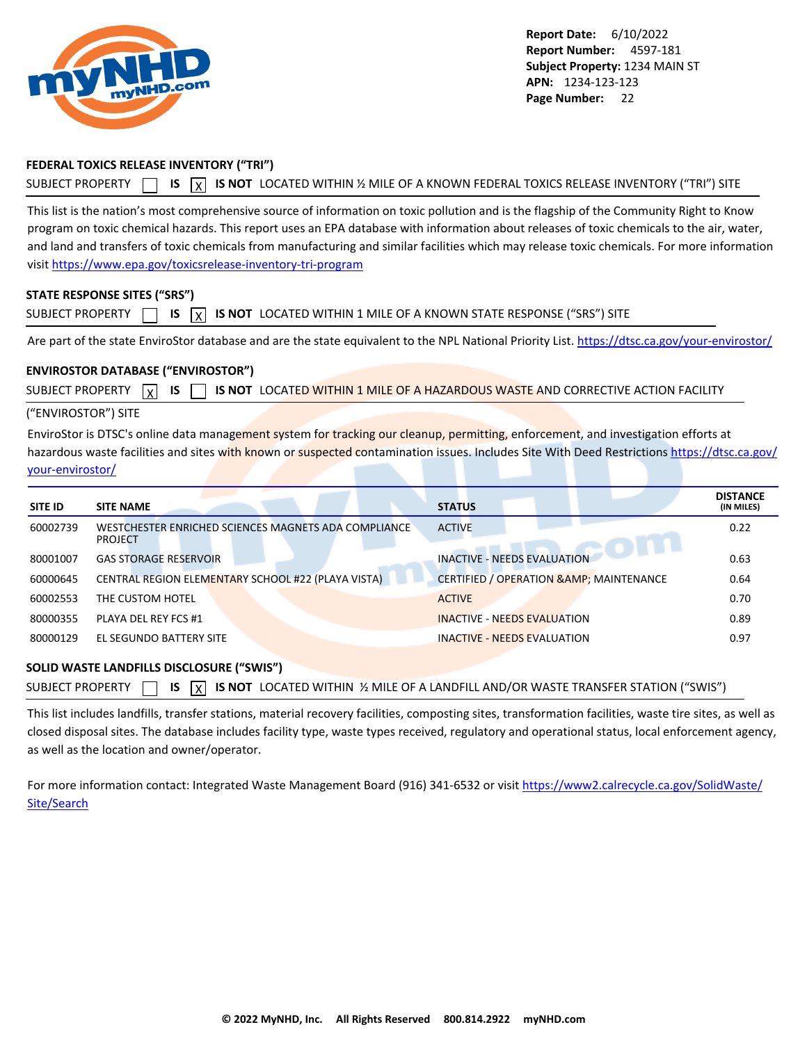**Report Date:** 6/10/2022
**Report Number:** 4597-181
**Subject Property:** 1234 MAIN ST
**APN:** 1234-123-123
**Page Number:** 22

## FEDERAL TOXICS RELEASE INVENTORY ("TRI")

SUBJECT PROPERTY ☐ IS ☒ IS NOT LOCATED WITHIN ½ MILE OF A KNOWN FEDERAL TOXICS RELEASE INVENTORY ("TRI") SITE

This list is the nation's most comprehensive source of information on toxic pollution and is the flagship of the Community Right to Know program on toxic chemical hazards. This report uses an EPA database with information about releases of toxic chemicals to the air, water, and land and transfers of toxic chemicals from manufacturing and similar facilities which may release toxic chemicals. For more information visit https://www.epa.gov/toxicsrelease-inventory-tri-program

## STATE RESPONSE SITES ("SRS")

SUBJECT PROPERTY ☐ IS ☒ IS NOT LOCATED WITHIN 1 MILE OF A KNOWN STATE RESPONSE ("SRS") SITE

Are part of the state EnviroStor database and are the state equivalent to the NPL National Priority List. https://dtsc.ca.gov/your-envirostor/

## ENVIROSTOR DATABASE ("ENVIROSTOR")

SUBJECT PROPERTY ☒ IS ☐ IS NOT LOCATED WITHIN 1 MILE OF A HAZARDOUS WASTE AND CORRECTIVE ACTION FACILITY ("ENVIROSTOR") SITE

EnviroStor is DTSC's online data management system for tracking our cleanup, permitting, enforcement, and investigation efforts at hazardous waste facilities and sites with known or suspected contamination issues. Includes Site With Deed Restrictions https://dtsc.ca.gov/your-envirostor/

| SITE ID | SITE NAME | STATUS | DISTANCE (IN MILES) |
|---|---|---|---|
| 60002739 | WESTCHESTER ENRICHED SCIENCES MAGNETS ADA COMPLIANCE PROJECT | ACTIVE | 0.22 |
| 80001007 | GAS STORAGE RESERVOIR | INACTIVE - NEEDS EVALUATION | 0.63 |
| 60000645 | CENTRAL REGION ELEMENTARY SCHOOL #22 (PLAYA VISTA) | CERTIFIED / OPERATION &AMP; MAINTENANCE | 0.64 |
| 60002553 | THE CUSTOM HOTEL | ACTIVE | 0.70 |
| 80000355 | PLAYA DEL REY FCS #1 | INACTIVE - NEEDS EVALUATION | 0.89 |
| 80000129 | EL SEGUNDO BATTERY SITE | INACTIVE - NEEDS EVALUATION | 0.97 |

## SOLID WASTE LANDFILLS DISCLOSURE ("SWIS")

SUBJECT PROPERTY ☐ IS ☒ IS NOT LOCATED WITHIN ½ MILE OF A LANDFILL AND/OR WASTE TRANSFER STATION ("SWIS")

This list includes landfills, transfer stations, material recovery facilities, composting sites, transformation facilities, waste tire sites, as well as closed disposal sites. The database includes facility type, waste types received, regulatory and operational status, local enforcement agency, as well as the location and owner/operator.

For more information contact: Integrated Waste Management Board (916) 341-6532 or visit https://www2.calrecycle.ca.gov/SolidWaste/Site/Search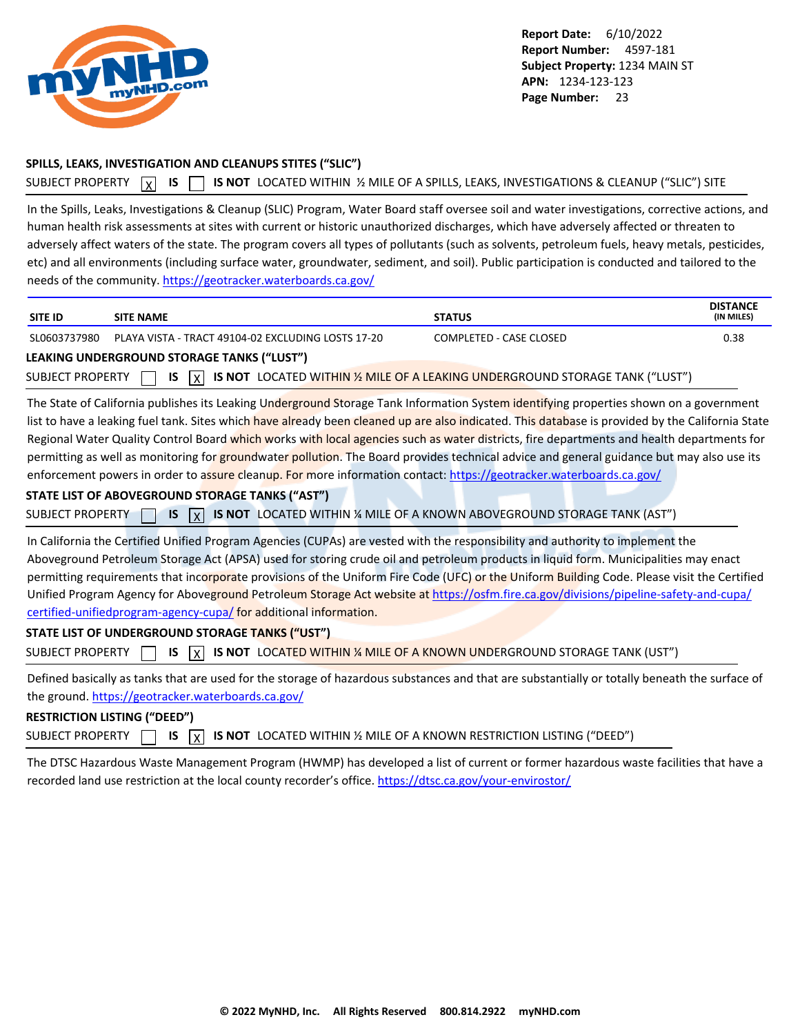### SPILLS, LEAKS, INVESTIGATION AND CLEANUPS STITES (“SLIC”)

SUBJECT PROPERTY [X] **IS** [ ] **IS NOT** LOCATED WITHIN ½ MILE OF A SPILLS, LEAKS, INVESTIGATIONS & CLEANUP (“SLIC”) SITE

In the Spills, Leaks, Investigations & Cleanup (SLIC) Program, Water Board staff oversee soil and water investigations, corrective actions, and human health risk assessments at sites with current or historic unauthorized discharges, which have adversely affected or threaten to adversely affect waters of the state. The program covers all types of pollutants (such as solvents, petroleum fuels, heavy metals, pesticides, etc) and all environments (including surface water, groundwater, sediment, and soil). Public participation is conducted and tailored to the needs of the community. https://geotracker.waterboards.ca.gov/

| SITE ID | SITE NAME | STATUS | DISTANCE (IN MILES) |
|---|---|---|---|
| SL0603737980 | PLAYA VISTA - TRACT 49104-02 EXCLUDING LOSTS 17-20 | COMPLETED - CASE CLOSED | 0.38 |

### LEAKING UNDERGROUND STORAGE TANKS (“LUST”)

SUBJECT PROPERTY [ ] **IS** [X] **IS NOT** LOCATED WITHIN ½ MILE OF A LEAKING UNDERGROUND STORAGE TANK (“LUST”)

The State of California publishes its Leaking Underground Storage Tank Information System identifying properties shown on a government list to have a leaking fuel tank. Sites which have already been cleaned up are also indicated. This database is provided by the California State Regional Water Quality Control Board which works with local agencies such as water districts, fire departments and health departments for permitting as well as monitoring for groundwater pollution. The Board provides technical advice and general guidance but may also use its enforcement powers in order to assure cleanup. For more information contact: https://geotracker.waterboards.ca.gov/

### STATE LIST OF ABOVEGROUND STORAGE TANKS (“AST”)

SUBJECT PROPERTY [ ] **IS** [X] **IS NOT** LOCATED WITHIN ¼ MILE OF A KNOWN ABOVEGROUND STORAGE TANK (AST”)

In California the Certified Unified Program Agencies (CUPAs) are vested with the responsibility and authority to implement the Aboveground Petroleum Storage Act (APSA) used for storing crude oil and petroleum products in liquid form. Municipalities may enact permitting requirements that incorporate provisions of the Uniform Fire Code (UFC) or the Uniform Building Code. Please visit the Certified Unified Program Agency for Aboveground Petroleum Storage Act website at https://osfm.fire.ca.gov/divisions/pipeline-safety-and-cupa/certified-unifiedprogram-agency-cupa/ for additional information.

### STATE LIST OF UNDERGROUND STORAGE TANKS (“UST”)

SUBJECT PROPERTY [ ] **IS** [X] **IS NOT** LOCATED WITHIN ¼ MILE OF A KNOWN UNDERGROUND STORAGE TANK (UST”)

Defined basically as tanks that are used for the storage of hazardous substances and that are substantially or totally beneath the surface of the ground. https://geotracker.waterboards.ca.gov/

### RESTRICTION LISTING (“DEED”)

SUBJECT PROPERTY [ ] **IS** [X] **IS NOT** LOCATED WITHIN ½ MILE OF A KNOWN RESTRICTION LISTING (“DEED”)

The DTSC Hazardous Waste Management Program (HWMP) has developed a list of current or former hazardous waste facilities that have a recorded land use restriction at the local county recorder’s office. https://dtsc.ca.gov/your-envirostor/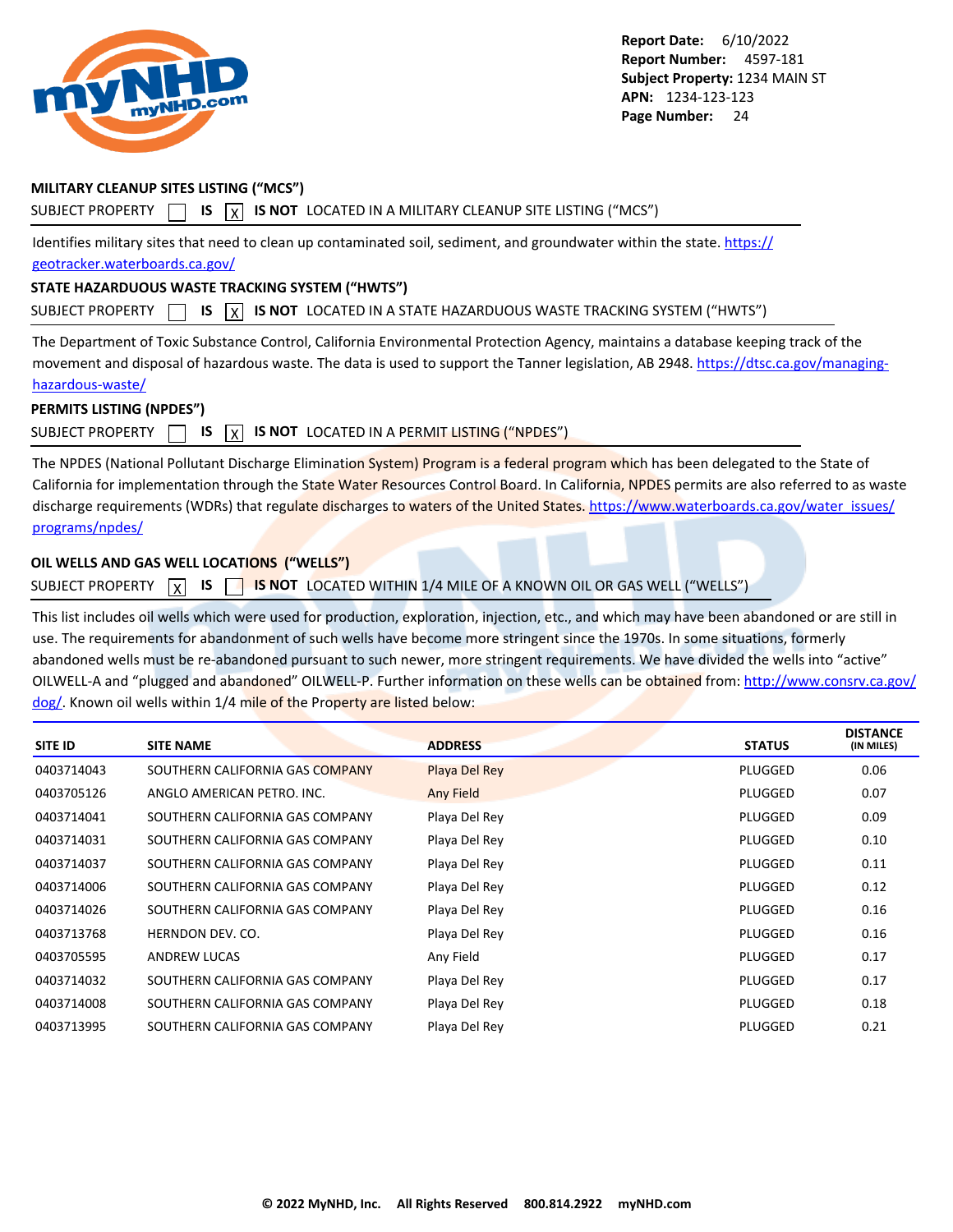Report Date: 6/10/2022
Report Number: 4597-181
Subject Property: 1234 MAIN ST
APN: 1234-123-123

### MILITARY CLEANUP SITES LISTING (“MCS”)

SUBJECT PROPERTY ☐ IS ☒ IS NOT LOCATED IN A MILITARY CLEANUP SITE LISTING (“MCS”)

Identifies military sites that need to clean up contaminated soil, sediment, and groundwater within the state. https://geotracker.waterboards.ca.gov/

### STATE HAZARDUOUS WASTE TRACKING SYSTEM (“HWTS”)

SUBJECT PROPERTY ☐ IS ☒ IS NOT LOCATED IN A STATE HAZARDUOUS WASTE TRACKING SYSTEM (“HWTS”)

The Department of Toxic Substance Control, California Environmental Protection Agency, maintains a database keeping track of the movement and disposal of hazardous waste. The data is used to support the Tanner legislation, AB 2948. https://dtsc.ca.gov/managing-hazardous-waste/

### PERMITS LISTING (NPDES”)

SUBJECT PROPERTY ☐ IS ☒ IS NOT LOCATED IN A PERMIT LISTING (“NPDES”)

The NPDES (National Pollutant Discharge Elimination System) Program is a federal program which has been delegated to the State of California for implementation through the State Water Resources Control Board. In California, NPDES permits are also referred to as waste discharge requirements (WDRs) that regulate discharges to waters of the United States. https://www.waterboards.ca.gov/water_issues/programs/npdes/

### OIL WELLS AND GAS WELL LOCATIONS (“WELLS”)

SUBJECT PROPERTY ☒ IS ☐ IS NOT LOCATED WITHIN 1/4 MILE OF A KNOWN OIL OR GAS WELL (“WELLS”)

This list includes oil wells which were used for production, exploration, injection, etc., and which may have been abandoned or are still in use. The requirements for abandonment of such wells have become more stringent since the 1970s. In some situations, formerly abandoned wells must be re-abandoned pursuant to such newer, more stringent requirements. We have divided the wells into “active” OILWELL-A and “plugged and abandoned” OILWELL-P. Further information on these wells can be obtained from: http://www.consrv.ca.gov/dog/. Known oil wells within 1/4 mile of the Property are listed below:

| SITE ID | SITE NAME | ADDRESS | STATUS | DISTANCE (IN MILES) |
|---|---|---|---|---|
| 0403714043 | SOUTHERN CALIFORNIA GAS COMPANY | Playa Del Rey | PLUGGED | 0.06 |
| 0403705126 | ANGLO AMERICAN PETRO. INC. | Any Field | PLUGGED | 0.07 |
| 0403714041 | SOUTHERN CALIFORNIA GAS COMPANY | Playa Del Rey | PLUGGED | 0.09 |
| 0403714031 | SOUTHERN CALIFORNIA GAS COMPANY | Playa Del Rey | PLUGGED | 0.10 |
| 0403714037 | SOUTHERN CALIFORNIA GAS COMPANY | Playa Del Rey | PLUGGED | 0.11 |
| 0403714006 | SOUTHERN CALIFORNIA GAS COMPANY | Playa Del Rey | PLUGGED | 0.12 |
| 0403714026 | SOUTHERN CALIFORNIA GAS COMPANY | Playa Del Rey | PLUGGED | 0.16 |
| 0403713768 | HERNDON DEV. CO. | Playa Del Rey | PLUGGED | 0.16 |
| 0403705595 | ANDREW LUCAS | Any Field | PLUGGED | 0.17 |
| 0403714032 | SOUTHERN CALIFORNIA GAS COMPANY | Playa Del Rey | PLUGGED | 0.17 |
| 0403714008 | SOUTHERN CALIFORNIA GAS COMPANY | Playa Del Rey | PLUGGED | 0.18 |
| 0403713995 | SOUTHERN CALIFORNIA GAS COMPANY | Playa Del Rey | PLUGGED | 0.21 |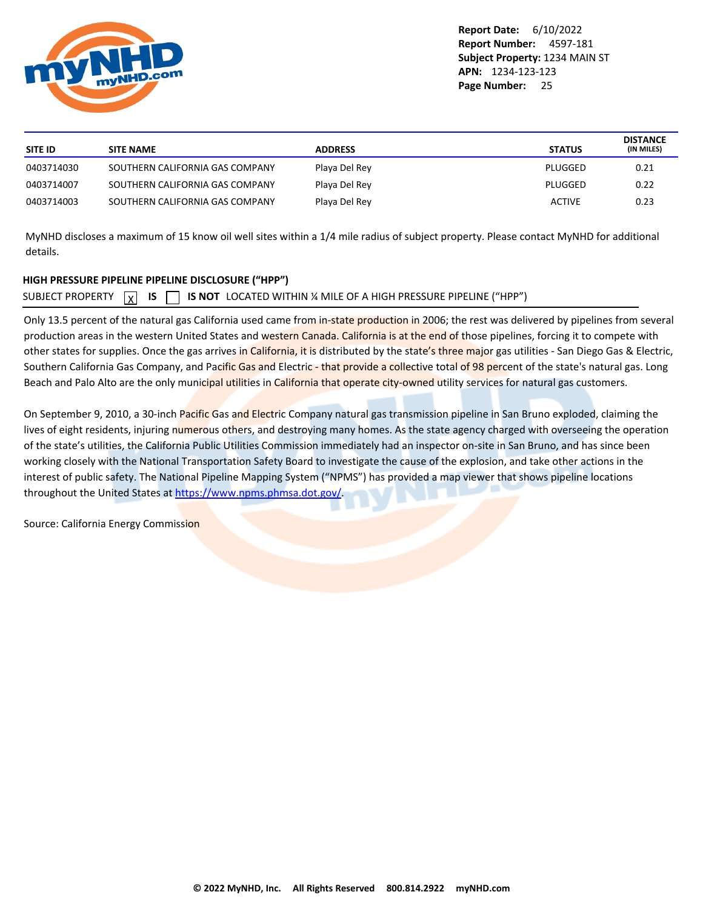| SITE ID | SITE NAME | ADDRESS | STATUS | DISTANCE (IN MILES) |
|---|---|---|---|---|
| 0403714030 | SOUTHERN CALIFORNIA GAS COMPANY | Playa Del Rey | PLUGGED | 0.21 |
| 0403714007 | SOUTHERN CALIFORNIA GAS COMPANY | Playa Del Rey | PLUGGED | 0.22 |
| 0403714003 | SOUTHERN CALIFORNIA GAS COMPANY | Playa Del Rey | ACTIVE | 0.23 |

MyNHD discloses a maximum of 15 know oil well sites within a 1/4 mile radius of subject property. Please contact MyNHD for additional details.

## HIGH PRESSURE PIPELINE PIPELINE DISCLOSURE (“HPP”)

SUBJECT PROPERTY [X] **IS** [ ] **IS NOT** LOCATED WITHIN ¼ MILE OF A HIGH PRESSURE PIPELINE (“HPP”)

Only 13.5 percent of the natural gas California used came from in-state production in 2006; the rest was delivered by pipelines from several production areas in the western United States and western Canada. California is at the end of those pipelines, forcing it to compete with other states for supplies. Once the gas arrives in California, it is distributed by the state’s three major gas utilities - San Diego Gas & Electric, Southern California Gas Company, and Pacific Gas and Electric - that provide a collective total of 98 percent of the state's natural gas. Long Beach and Palo Alto are the only municipal utilities in California that operate city-owned utility services for natural gas customers.

On September 9, 2010, a 30-inch Pacific Gas and Electric Company natural gas transmission pipeline in San Bruno exploded, claiming the lives of eight residents, injuring numerous others, and destroying many homes. As the state agency charged with overseeing the operation of the state’s utilities, the California Public Utilities Commission immediately had an inspector on-site in San Bruno, and has since been working closely with the National Transportation Safety Board to investigate the cause of the explosion, and take other actions in the interest of public safety. The National Pipeline Mapping System (“NPMS”) has provided a map viewer that shows pipeline locations throughout the United States at https://www.npms.phmsa.dot.gov/.

Source: California Energy Commission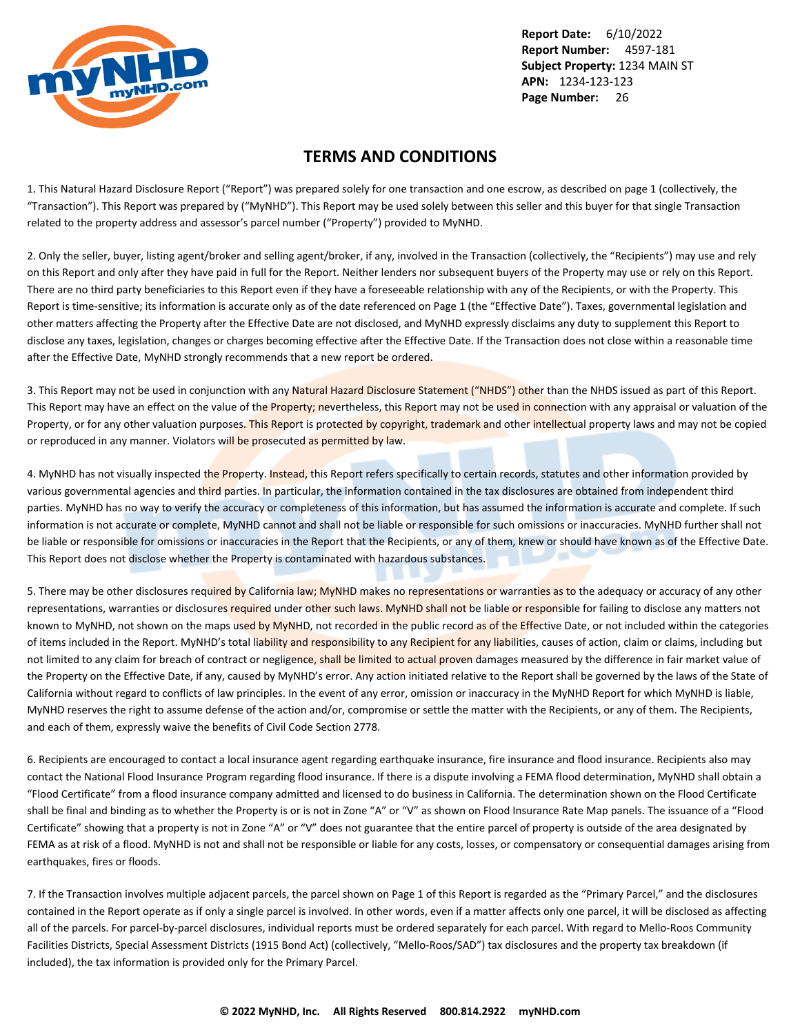Report Date: 6/10/2022
Report Number: 4597-181
Subject Property: 1234 MAIN ST
APN: 1234-123-123

# TERMS AND CONDITIONS

1. This Natural Hazard Disclosure Report ("Report") was prepared solely for one transaction and one escrow, as described on page 1 (collectively, the "Transaction"). This Report was prepared by ("MyNHD"). This Report may be used solely between this seller and this buyer for that single Transaction related to the property address and assessor's parcel number ("Property") provided to MyNHD.

2. Only the seller, buyer, listing agent/broker and selling agent/broker, if any, involved in the Transaction (collectively, the "Recipients") may use and rely on this Report and only after they have paid in full for the Report. Neither lenders nor subsequent buyers of the Property may use or rely on this Report. There are no third party beneficiaries to this Report even if they have a foreseeable relationship with any of the Recipients, or with the Property. This Report is time-sensitive; its information is accurate only as of the date referenced on Page 1 (the "Effective Date"). Taxes, governmental legislation and other matters affecting the Property after the Effective Date are not disclosed, and MyNHD expressly disclaims any duty to supplement this Report to disclose any taxes, legislation, changes or charges becoming effective after the Effective Date. If the Transaction does not close within a reasonable time after the Effective Date, MyNHD strongly recommends that a new report be ordered.

3. This Report may not be used in conjunction with any Natural Hazard Disclosure Statement ("NHDS") other than the NHDS issued as part of this Report. This Report may have an effect on the value of the Property; nevertheless, this Report may not be used in connection with any appraisal or valuation of the Property, or for any other valuation purposes. This Report is protected by copyright, trademark and other intellectual property laws and may not be copied or reproduced in any manner. Violators will be prosecuted as permitted by law.

4. MyNHD has not visually inspected the Property. Instead, this Report refers specifically to certain records, statutes and other information provided by various governmental agencies and third parties. In particular, the information contained in the tax disclosures are obtained from independent third parties. MyNHD has no way to verify the accuracy or completeness of this information, but has assumed the information is accurate and complete. If such information is not accurate or complete, MyNHD cannot and shall not be liable or responsible for such omissions or inaccuracies. MyNHD further shall not be liable or responsible for omissions or inaccuracies in the Report that the Recipients, or any of them, knew or should have known as of the Effective Date. This Report does not disclose whether the Property is contaminated with hazardous substances.

5. There may be other disclosures required by California law; MyNHD makes no representations or warranties as to the adequacy or accuracy of any other representations, warranties or disclosures required under other such laws. MyNHD shall not be liable or responsible for failing to disclose any matters not known to MyNHD, not shown on the maps used by MyNHD, not recorded in the public record as of the Effective Date, or not included within the categories of items included in the Report. MyNHD's total liability and responsibility to any Recipient for any liabilities, causes of action, claim or claims, including but not limited to any claim for breach of contract or negligence, shall be limited to actual proven damages measured by the difference in fair market value of the Property on the Effective Date, if any, caused by MyNHD's error. Any action initiated relative to the Report shall be governed by the laws of the State of California without regard to conflicts of law principles. In the event of any error, omission or inaccuracy in the MyNHD Report for which MyNHD is liable, MyNHD reserves the right to assume defense of the action and/or, compromise or settle the matter with the Recipients, or any of them. The Recipients, and each of them, expressly waive the benefits of Civil Code Section 2778.

6. Recipients are encouraged to contact a local insurance agent regarding earthquake insurance, fire insurance and flood insurance. Recipients also may contact the National Flood Insurance Program regarding flood insurance. If there is a dispute involving a FEMA flood determination, MyNHD shall obtain a "Flood Certificate" from a flood insurance company admitted and licensed to do business in California. The determination shown on the Flood Certificate shall be final and binding as to whether the Property is or is not in Zone "A" or "V" as shown on Flood Insurance Rate Map panels. The issuance of a "Flood Certificate" showing that a property is not in Zone "A" or "V" does not guarantee that the entire parcel of property is outside of the area designated by FEMA as at risk of a flood. MyNHD is not and shall not be responsible or liable for any costs, losses, or compensatory or consequential damages arising from earthquakes, fires or floods.

7. If the Transaction involves multiple adjacent parcels, the parcel shown on Page 1 of this Report is regarded as the "Primary Parcel," and the disclosures contained in the Report operate as if only a single parcel is involved. In other words, even if a matter affects only one parcel, it will be disclosed as affecting all of the parcels. For parcel-by-parcel disclosures, individual reports must be ordered separately for each parcel. With regard to Mello-Roos Community Facilities Districts, Special Assessment Districts (1915 Bond Act) (collectively, "Mello-Roos/SAD") tax disclosures and the property tax breakdown (if included), the tax information is provided only for the Primary Parcel.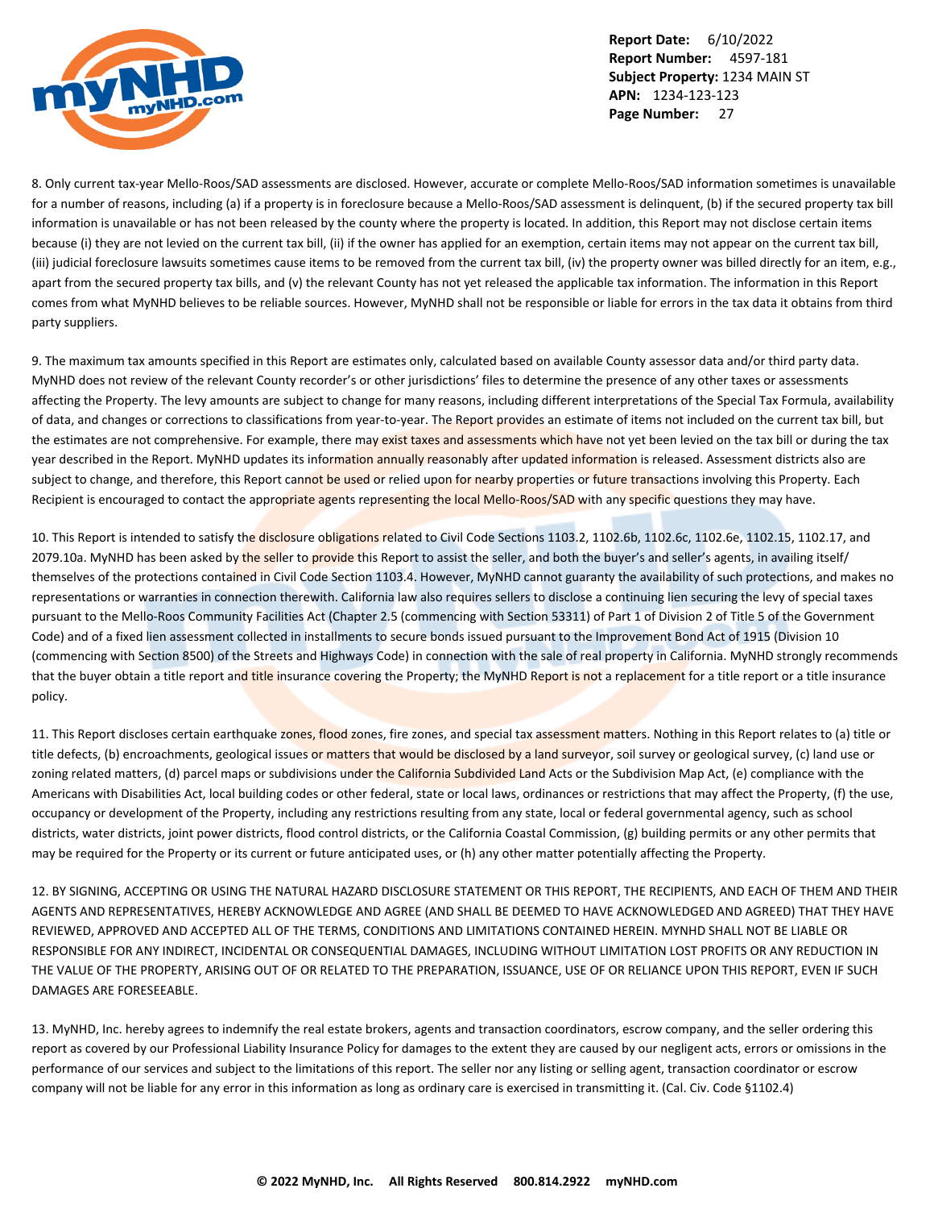8. Only current tax-year Mello-Roos/SAD assessments are disclosed. However, accurate or complete Mello-Roos/SAD information sometimes is unavailable for a number of reasons, including (a) if a property is in foreclosure because a Mello-Roos/SAD assessment is delinquent, (b) if the secured property tax bill information is unavailable or has not been released by the county where the property is located. In addition, this Report may not disclose certain items because (i) they are not levied on the current tax bill, (ii) if the owner has applied for an exemption, certain items may not appear on the current tax bill, (iii) judicial foreclosure lawsuits sometimes cause items to be removed from the current tax bill, (iv) the property owner was billed directly for an item, e.g., apart from the secured property tax bills, and (v) the relevant County has not yet released the applicable tax information. The information in this Report comes from what MyNHD believes to be reliable sources. However, MyNHD shall not be responsible or liable for errors in the tax data it obtains from third party suppliers.

9. The maximum tax amounts specified in this Report are estimates only, calculated based on available County assessor data and/or third party data. MyNHD does not review of the relevant County recorder's or other jurisdictions' files to determine the presence of any other taxes or assessments affecting the Property. The levy amounts are subject to change for many reasons, including different interpretations of the Special Tax Formula, availability of data, and changes or corrections to classifications from year-to-year. The Report provides an estimate of items not included on the current tax bill, but the estimates are not comprehensive. For example, there may exist taxes and assessments which have not yet been levied on the tax bill or during the tax year described in the Report. MyNHD updates its information annually reasonably after updated information is released. Assessment districts also are subject to change, and therefore, this Report cannot be used or relied upon for nearby properties or future transactions involving this Property. Each Recipient is encouraged to contact the appropriate agents representing the local Mello-Roos/SAD with any specific questions they may have.

10. This Report is intended to satisfy the disclosure obligations related to Civil Code Sections 1103.2, 1102.6b, 1102.6c, 1102.6e, 1102.15, 1102.17, and 2079.10a. MyNHD has been asked by the seller to provide this Report to assist the seller, and both the buyer's and seller's agents, in availing itself/themselves of the protections contained in Civil Code Section 1103.4. However, MyNHD cannot guaranty the availability of such protections, and makes no representations or warranties in connection therewith. California law also requires sellers to disclose a continuing lien securing the levy of special taxes pursuant to the Mello-Roos Community Facilities Act (Chapter 2.5 (commencing with Section 53311) of Part 1 of Division 2 of Title 5 of the Government Code) and of a fixed lien assessment collected in installments to secure bonds issued pursuant to the Improvement Bond Act of 1915 (Division 10 (commencing with Section 8500) of the Streets and Highways Code) in connection with the sale of real property in California. MyNHD strongly recommends that the buyer obtain a title report and title insurance covering the Property; the MyNHD Report is not a replacement for a title report or a title insurance policy.

11. This Report discloses certain earthquake zones, flood zones, fire zones, and special tax assessment matters. Nothing in this Report relates to (a) title or title defects, (b) encroachments, geological issues or matters that would be disclosed by a land surveyor, soil survey or geological survey, (c) land use or zoning related matters, (d) parcel maps or subdivisions under the California Subdivided Land Acts or the Subdivision Map Act, (e) compliance with the Americans with Disabilities Act, local building codes or other federal, state or local laws, ordinances or restrictions that may affect the Property, (f) the use, occupancy or development of the Property, including any restrictions resulting from any state, local or federal governmental agency, such as school districts, water districts, joint power districts, flood control districts, or the California Coastal Commission, (g) building permits or any other permits that may be required for the Property or its current or future anticipated uses, or (h) any other matter potentially affecting the Property.

12. BY SIGNING, ACCEPTING OR USING THE NATURAL HAZARD DISCLOSURE STATEMENT OR THIS REPORT, THE RECIPIENTS, AND EACH OF THEM AND THEIR AGENTS AND REPRESENTATIVES, HEREBY ACKNOWLEDGE AND AGREE (AND SHALL BE DEEMED TO HAVE ACKNOWLEDGED AND AGREED) THAT THEY HAVE REVIEWED, APPROVED AND ACCEPTED ALL OF THE TERMS, CONDITIONS AND LIMITATIONS CONTAINED HEREIN. MYNHD SHALL NOT BE LIABLE OR RESPONSIBLE FOR ANY INDIRECT, INCIDENTAL OR CONSEQUENTIAL DAMAGES, INCLUDING WITHOUT LIMITATION LOST PROFITS OR ANY REDUCTION IN THE VALUE OF THE PROPERTY, ARISING OUT OF OR RELATED TO THE PREPARATION, ISSUANCE, USE OF OR RELIANCE UPON THIS REPORT, EVEN IF SUCH DAMAGES ARE FORESEEABLE.

13. MyNHD, Inc. hereby agrees to indemnify the real estate brokers, agents and transaction coordinators, escrow company, and the seller ordering this report as covered by our Professional Liability Insurance Policy for damages to the extent they are caused by our negligent acts, errors or omissions in the performance of our services and subject to the limitations of this report. The seller nor any listing or selling agent, transaction coordinator or escrow company will not be liable for any error in this information as long as ordinary care is exercised in transmitting it. (Cal. Civ. Code §1102.4)